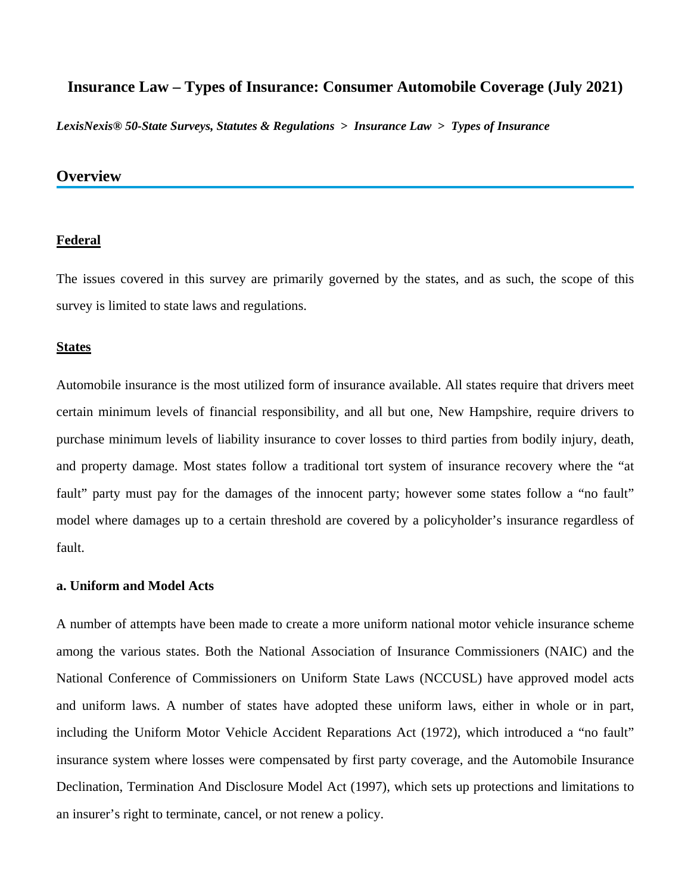# Insurance Law – Types of Insurance: Consumer Automobile Coverage (July 2021)

***LexisNexis® 50-State Surveys, Statutes & Regulations > Insurance Law > Types of Insurance***

## Overview

### Federal

The issues covered in this survey are primarily governed by the states, and as such, the scope of this survey is limited to state laws and regulations.

### States

Automobile insurance is the most utilized form of insurance available. All states require that drivers meet certain minimum levels of financial responsibility, and all but one, New Hampshire, require drivers to purchase minimum levels of liability insurance to cover losses to third parties from bodily injury, death, and property damage. Most states follow a traditional tort system of insurance recovery where the "at fault" party must pay for the damages of the innocent party; however some states follow a "no fault" model where damages up to a certain threshold are covered by a policyholder's insurance regardless of fault.

#### a. Uniform and Model Acts

A number of attempts have been made to create a more uniform national motor vehicle insurance scheme among the various states. Both the National Association of Insurance Commissioners (NAIC) and the National Conference of Commissioners on Uniform State Laws (NCCUSL) have approved model acts and uniform laws. A number of states have adopted these uniform laws, either in whole or in part, including the Uniform Motor Vehicle Accident Reparations Act (1972), which introduced a "no fault" insurance system where losses were compensated by first party coverage, and the Automobile Insurance Declination, Termination And Disclosure Model Act (1997), which sets up protections and limitations to an insurer's right to terminate, cancel, or not renew a policy.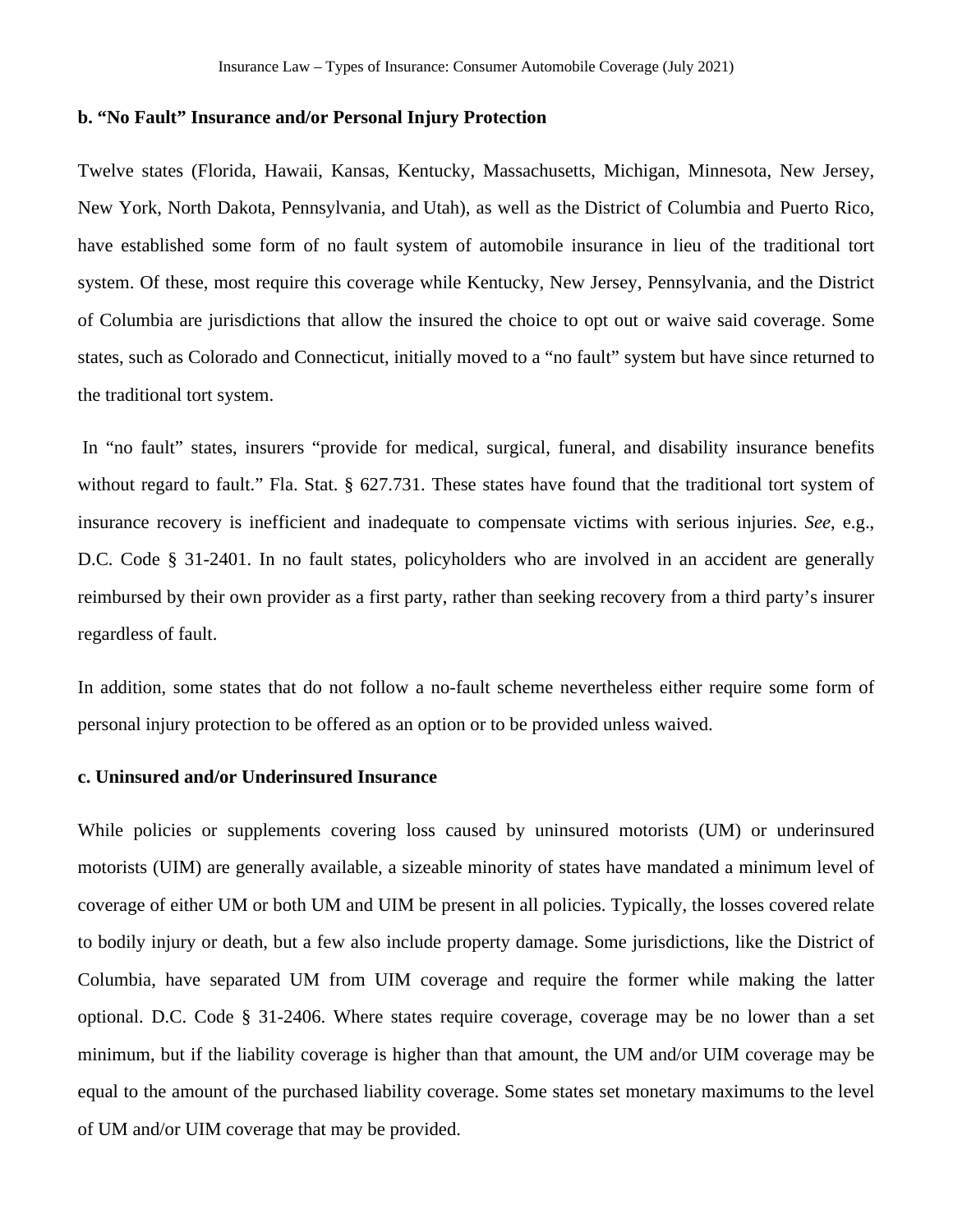**b. "No Fault" Insurance and/or Personal Injury Protection**

Twelve states (Florida, Hawaii, Kansas, Kentucky, Massachusetts, Michigan, Minnesota, New Jersey, New York, North Dakota, Pennsylvania, and Utah), as well as the District of Columbia and Puerto Rico, have established some form of no fault system of automobile insurance in lieu of the traditional tort system. Of these, most require this coverage while Kentucky, New Jersey, Pennsylvania, and the District of Columbia are jurisdictions that allow the insured the choice to opt out or waive said coverage. Some states, such as Colorado and Connecticut, initially moved to a "no fault" system but have since returned to the traditional tort system.

In "no fault" states, insurers "provide for medical, surgical, funeral, and disability insurance benefits without regard to fault." Fla. Stat. § 627.731. These states have found that the traditional tort system of insurance recovery is inefficient and inadequate to compensate victims with serious injuries. *See*, e.g., D.C. Code § 31-2401. In no fault states, policyholders who are involved in an accident are generally reimbursed by their own provider as a first party, rather than seeking recovery from a third party's insurer regardless of fault.

In addition, some states that do not follow a no-fault scheme nevertheless either require some form of personal injury protection to be offered as an option or to be provided unless waived.

**c. Uninsured and/or Underinsured Insurance**

While policies or supplements covering loss caused by uninsured motorists (UM) or underinsured motorists (UIM) are generally available, a sizeable minority of states have mandated a minimum level of coverage of either UM or both UM and UIM be present in all policies. Typically, the losses covered relate to bodily injury or death, but a few also include property damage. Some jurisdictions, like the District of Columbia, have separated UM from UIM coverage and require the former while making the latter optional. D.C. Code § 31-2406. Where states require coverage, coverage may be no lower than a set minimum, but if the liability coverage is higher than that amount, the UM and/or UIM coverage may be equal to the amount of the purchased liability coverage. Some states set monetary maximums to the level of UM and/or UIM coverage that may be provided.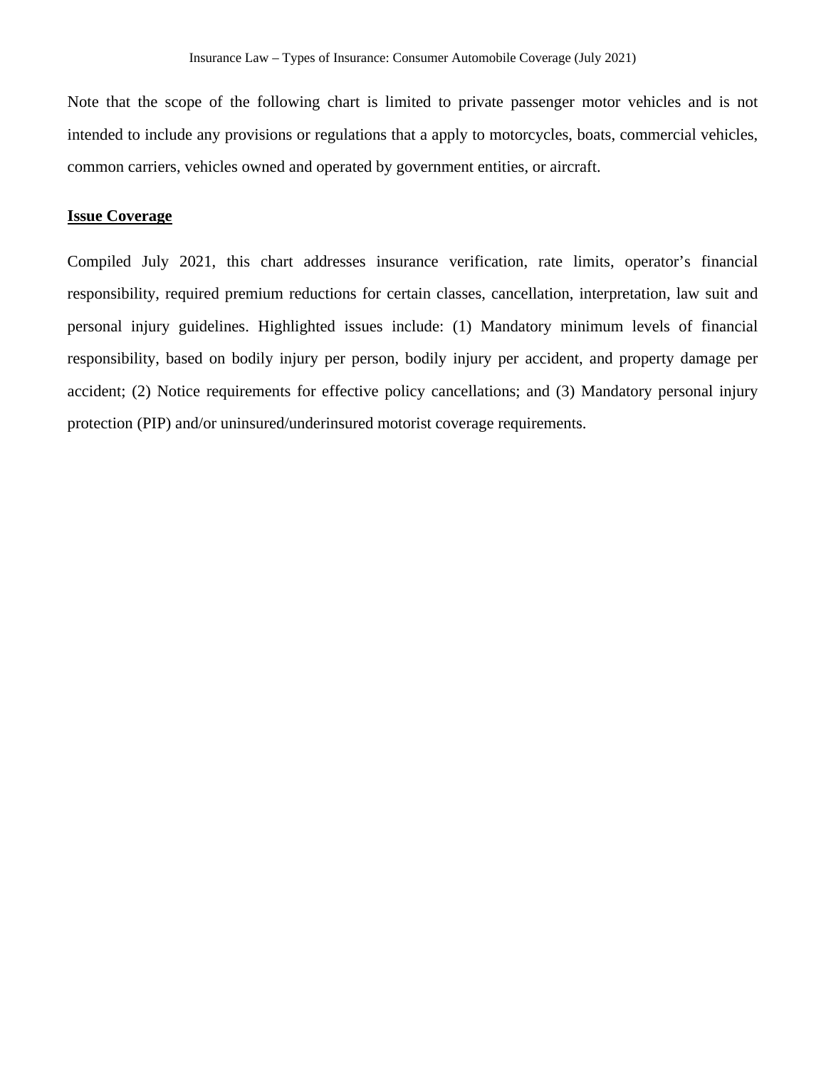Note that the scope of the following chart is limited to private passenger motor vehicles and is not intended to include any provisions or regulations that a apply to motorcycles, boats, commercial vehicles, common carriers, vehicles owned and operated by government entities, or aircraft.

## Issue Coverage

Compiled July 2021, this chart addresses insurance verification, rate limits, operator's financial responsibility, required premium reductions for certain classes, cancellation, interpretation, law suit and personal injury guidelines. Highlighted issues include: (1) Mandatory minimum levels of financial responsibility, based on bodily injury per person, bodily injury per accident, and property damage per accident; (2) Notice requirements for effective policy cancellations; and (3) Mandatory personal injury protection (PIP) and/or uninsured/underinsured motorist coverage requirements.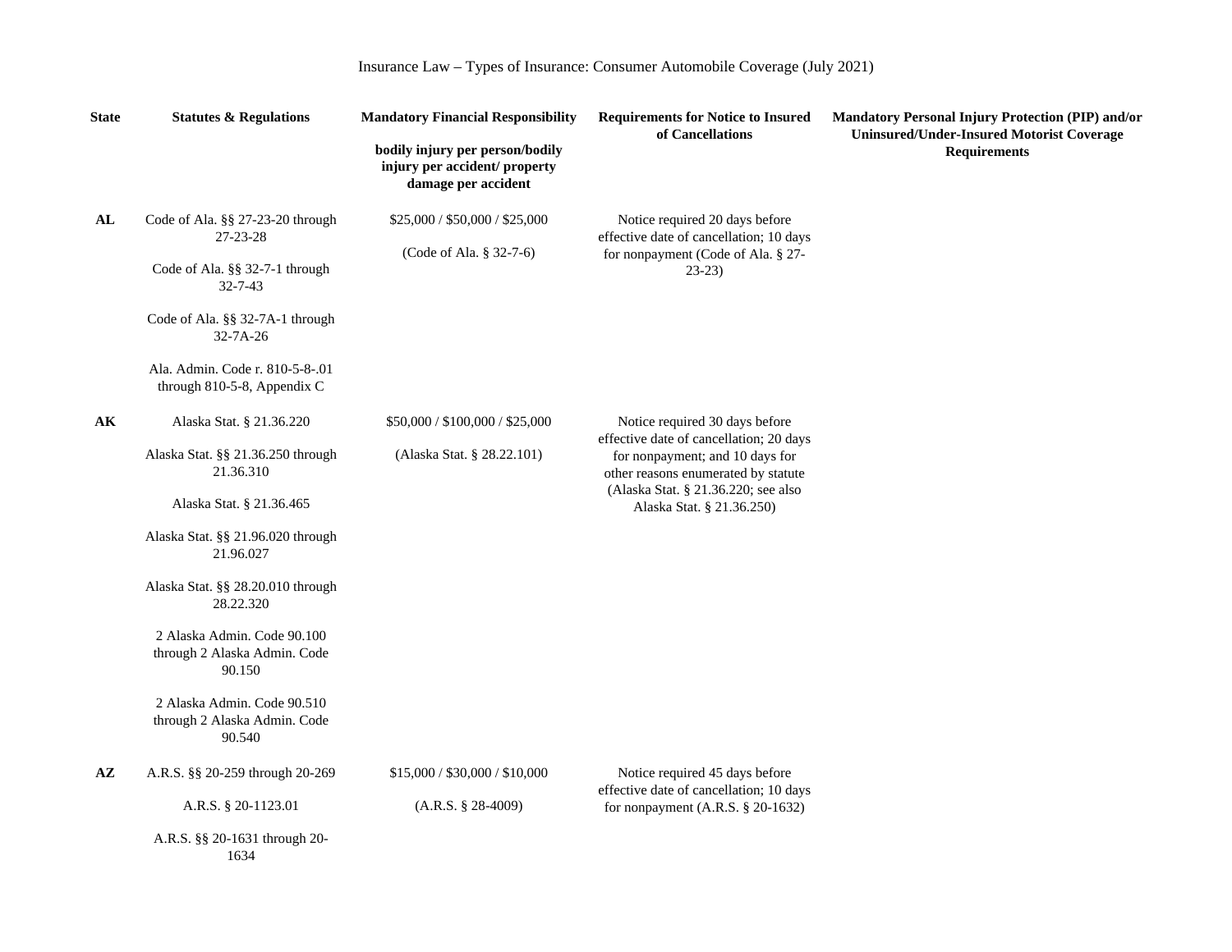Insurance Law – Types of Insurance: Consumer Automobile Coverage (July 2021)

| State | Statutes & Regulations | Mandatory Financial Responsibility<br><br>bodily injury per person/bodily injury per accident/ property damage per accident | Requirements for Notice to Insured of Cancellations | Mandatory Personal Injury Protection (PIP) and/or Uninsured/Under-Insured Motorist Coverage Requirements |
|---|---|---|---|---|
| AL | Code of Ala. §§ 27-23-20 through 27-23-28<br><br>Code of Ala. §§ 32-7-1 through 32-7-43<br><br>Code of Ala. §§ 32-7A-1 through 32-7A-26<br><br>Ala. Admin. Code r. 810-5-8-.01 through 810-5-8, Appendix C | $25,000 / $50,000 / $25,000<br><br>(Code of Ala. § 32-7-6) | Notice required 20 days before effective date of cancellation; 10 days for nonpayment (Code of Ala. § 27-23-23) | |
| AK | Alaska Stat. § 21.36.220<br><br>Alaska Stat. §§ 21.36.250 through 21.36.310<br><br>Alaska Stat. § 21.36.465<br><br>Alaska Stat. §§ 21.96.020 through 21.96.027<br><br>Alaska Stat. §§ 28.20.010 through 28.22.320<br><br>2 Alaska Admin. Code 90.100 through 2 Alaska Admin. Code 90.150<br><br>2 Alaska Admin. Code 90.510 through 2 Alaska Admin. Code 90.540 | $50,000 / $100,000 / $25,000<br><br>(Alaska Stat. § 28.22.101) | Notice required 30 days before effective date of cancellation; 20 days for nonpayment; and 10 days for other reasons enumerated by statute (Alaska Stat. § 21.36.220; see also Alaska Stat. § 21.36.250) | |
| AZ | A.R.S. §§ 20-259 through 20-269<br><br>A.R.S. § 20-1123.01<br><br>A.R.S. §§ 20-1631 through 20-1634 | $15,000 / $30,000 / $10,000<br><br>(A.R.S. § 28-4009) | Notice required 45 days before effective date of cancellation; 10 days for nonpayment (A.R.S. § 20-1632) | |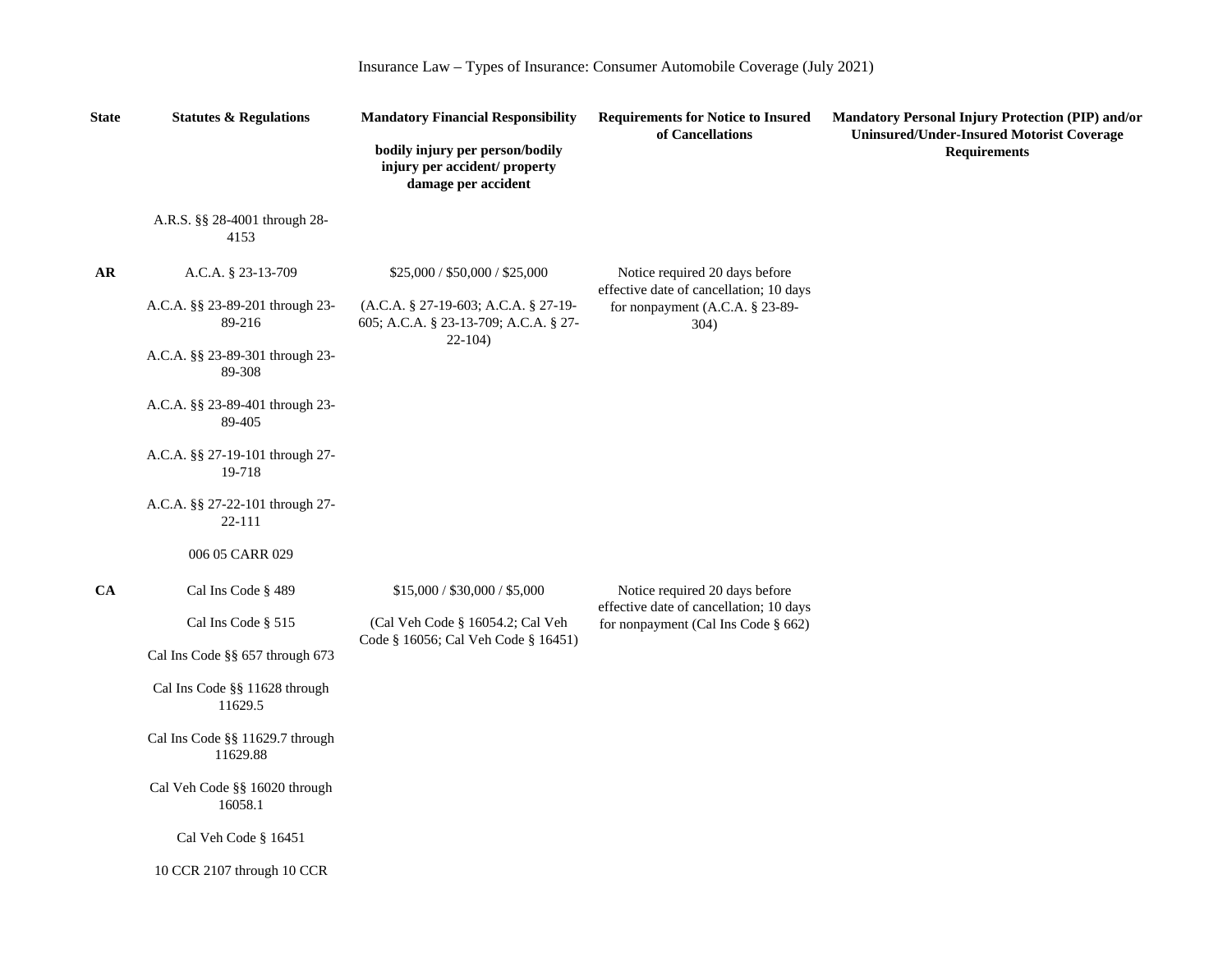Insurance Law – Types of Insurance: Consumer Automobile Coverage (July 2021)

| State | Statutes & Regulations | Mandatory Financial Responsibility<br><br>bodily injury per person/bodily injury per accident/ property damage per accident | Requirements for Notice to Insured of Cancellations | Mandatory Personal Injury Protection (PIP) and/or Uninsured/Under-Insured Motorist Coverage Requirements |
|---|---|---|---|---|
| | A.R.S. §§ 28-4001 through 28-4153 | | | |
| **AR** | A.C.A. § 23-13-709<br><br>A.C.A. §§ 23-89-201 through 23-89-216<br><br>A.C.A. §§ 23-89-301 through 23-89-308<br><br>A.C.A. §§ 23-89-401 through 23-89-405<br><br>A.C.A. §§ 27-19-101 through 27-19-718<br><br>A.C.A. §§ 27-22-101 through 27-22-111<br><br>006 05 CARR 029 | $25,000 / $50,000 / $25,000<br><br>(A.C.A. § 27-19-603; A.C.A. § 27-19-605; A.C.A. § 23-13-709; A.C.A. § 27-22-104) | Notice required 20 days before effective date of cancellation; 10 days for nonpayment (A.C.A. § 23-89-304) | |
| **CA** | Cal Ins Code § 489<br><br>Cal Ins Code § 515<br><br>Cal Ins Code §§ 657 through 673<br><br>Cal Ins Code §§ 11628 through 11629.5<br><br>Cal Ins Code §§ 11629.7 through 11629.88<br><br>Cal Veh Code §§ 16020 through 16058.1<br><br>Cal Veh Code § 16451<br><br>10 CCR 2107 through 10 CCR | $15,000 / $30,000 / $5,000<br><br>(Cal Veh Code § 16054.2; Cal Veh Code § 16056; Cal Veh Code § 16451) | Notice required 20 days before effective date of cancellation; 10 days for nonpayment (Cal Ins Code § 662) | |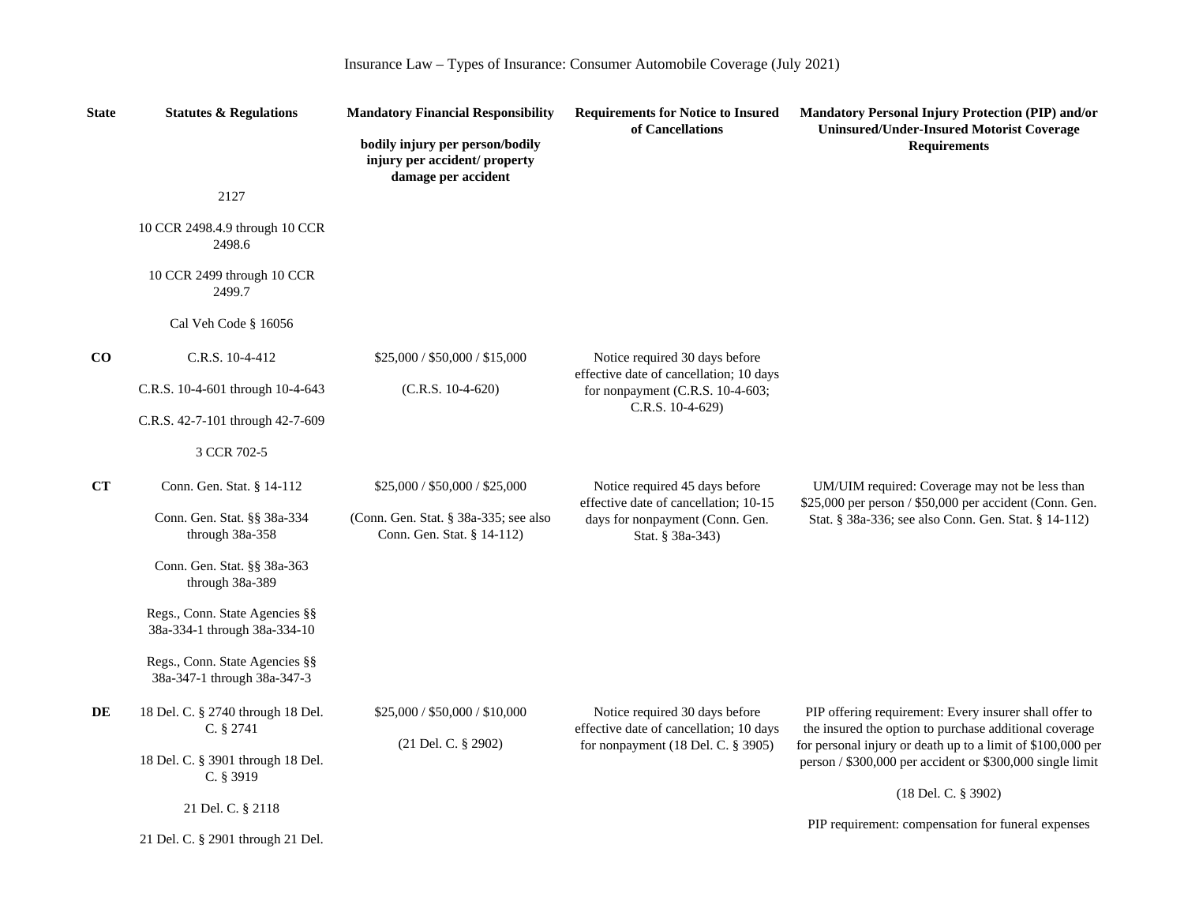Insurance Law – Types of Insurance: Consumer Automobile Coverage (July 2021)

| State | Statutes & Regulations | Mandatory Financial Responsibility<br><br>bodily injury per person/bodily injury per accident/ property damage per accident | Requirements for Notice to Insured of Cancellations | Mandatory Personal Injury Protection (PIP) and/or Uninsured/Under-Insured Motorist Coverage Requirements |
|---|---|---|---|---|
| | 2127<br><br>10 CCR 2498.4.9 through 10 CCR 2498.6<br><br>10 CCR 2499 through 10 CCR 2499.7<br><br>Cal Veh Code § 16056 | | | |
| CO | C.R.S. 10-4-412<br><br>C.R.S. 10-4-601 through 10-4-643<br><br>C.R.S. 42-7-101 through 42-7-609<br><br>3 CCR 702-5 | $25,000 / $50,000 / $15,000<br><br>(C.R.S. 10-4-620) | Notice required 30 days before effective date of cancellation; 10 days for nonpayment (C.R.S. 10-4-603; C.R.S. 10-4-629) | |
| CT | Conn. Gen. Stat. § 14-112<br><br>Conn. Gen. Stat. §§ 38a-334 through 38a-358<br><br>Conn. Gen. Stat. §§ 38a-363 through 38a-389<br><br>Regs., Conn. State Agencies §§ 38a-334-1 through 38a-334-10<br><br>Regs., Conn. State Agencies §§ 38a-347-1 through 38a-347-3 | $25,000 / $50,000 / $25,000<br><br>(Conn. Gen. Stat. § 38a-335; see also Conn. Gen. Stat. § 14-112) | Notice required 45 days before effective date of cancellation; 10-15 days for nonpayment (Conn. Gen. Stat. § 38a-343) | UM/UIM required: Coverage may not be less than $25,000 per person / $50,000 per accident (Conn. Gen. Stat. § 38a-336; see also Conn. Gen. Stat. § 14-112) |
| DE | 18 Del. C. § 2740 through 18 Del. C. § 2741<br><br>18 Del. C. § 3901 through 18 Del. C. § 3919<br><br>21 Del. C. § 2118<br><br>21 Del. C. § 2901 through 21 Del. | $25,000 / $50,000 / $10,000<br><br>(21 Del. C. § 2902) | Notice required 30 days before effective date of cancellation; 10 days for nonpayment (18 Del. C. § 3905) | PIP offering requirement: Every insurer shall offer to the insured the option to purchase additional coverage for personal injury or death up to a limit of $100,000 per person / $300,000 per accident or $300,000 single limit<br><br>(18 Del. C. § 3902)<br><br>PIP requirement: compensation for funeral expenses |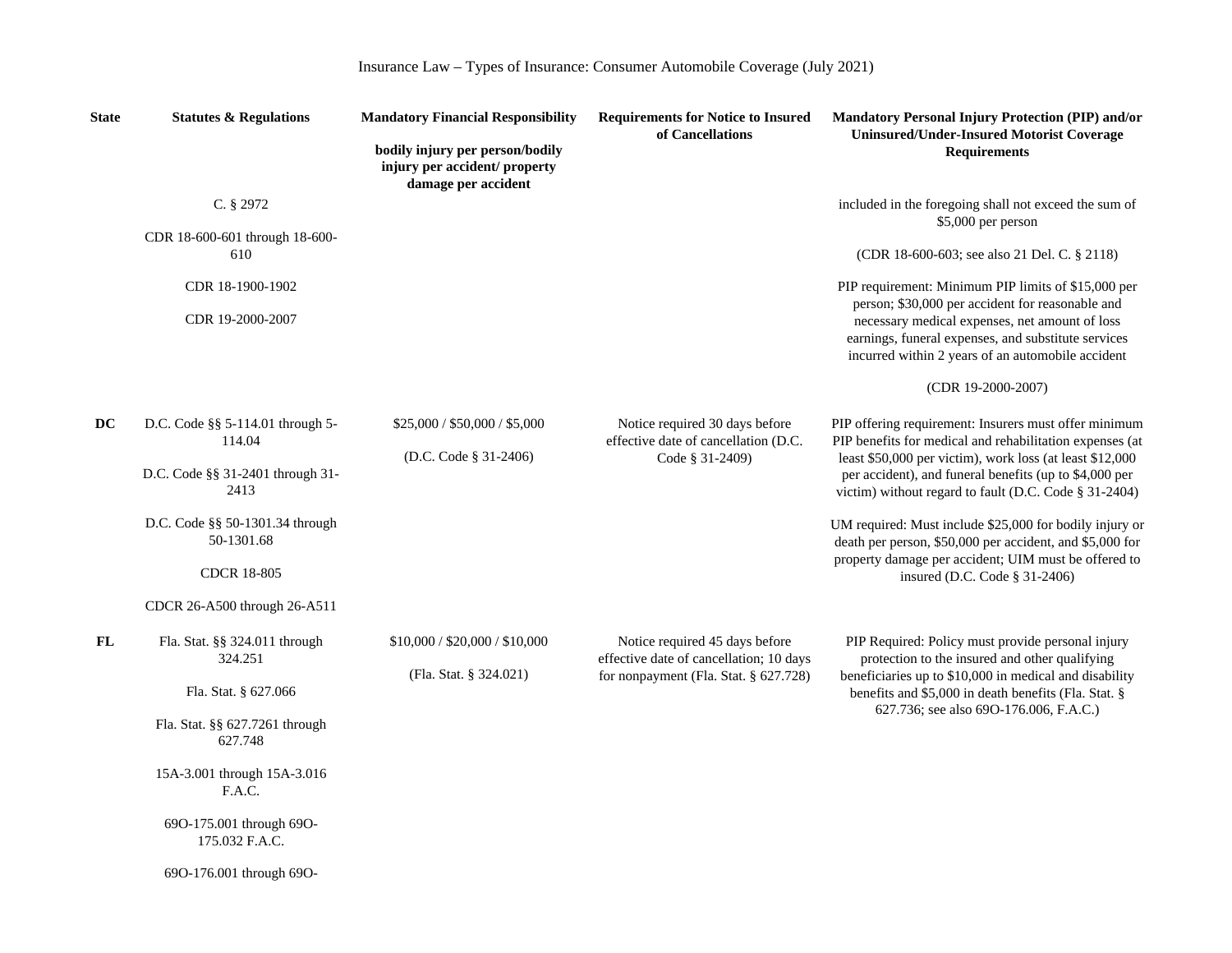Insurance Law – Types of Insurance: Consumer Automobile Coverage (July 2021)

| State | Statutes & Regulations | Mandatory Financial Responsibility<br><br>bodily injury per person/bodily injury per accident/ property damage per accident | Requirements for Notice to Insured of Cancellations | Mandatory Personal Injury Protection (PIP) and/or Uninsured/Under-Insured Motorist Coverage Requirements |
|---|---|---|---|---|
| | C. § 2972<br><br>CDR 18-600-601 through 18-600-610<br><br>CDR 18-1900-1902<br><br>CDR 19-2000-2007 | | | included in the foregoing shall not exceed the sum of $5,000 per person<br><br>(CDR 18-600-603; see also 21 Del. C. § 2118)<br><br>PIP requirement: Minimum PIP limits of $15,000 per person; $30,000 per accident for reasonable and necessary medical expenses, net amount of loss earnings, funeral expenses, and substitute services incurred within 2 years of an automobile accident<br><br>(CDR 19-2000-2007) |
| DC | D.C. Code §§ 5-114.01 through 5-114.04<br><br>D.C. Code §§ 31-2401 through 31-2413<br><br>D.C. Code §§ 50-1301.34 through 50-1301.68<br><br>CDCR 18-805<br><br>CDCR 26-A500 through 26-A511 | $25,000 / $50,000 / $5,000<br><br>(D.C. Code § 31-2406) | Notice required 30 days before effective date of cancellation (D.C. Code § 31-2409) | PIP offering requirement: Insurers must offer minimum PIP benefits for medical and rehabilitation expenses (at least $50,000 per victim), work loss (at least $12,000 per accident), and funeral benefits (up to $4,000 per victim) without regard to fault (D.C. Code § 31-2404)<br><br>UM required: Must include $25,000 for bodily injury or death per person, $50,000 per accident, and $5,000 for property damage per accident; UIM must be offered to insured (D.C. Code § 31-2406) |
| FL | Fla. Stat. §§ 324.011 through 324.251<br><br>Fla. Stat. § 627.066<br><br>Fla. Stat. §§ 627.7261 through 627.748<br><br>15A-3.001 through 15A-3.016 F.A.C.<br><br>69O-175.001 through 69O-175.032 F.A.C.<br><br>69O-176.001 through 69O- | $10,000 / $20,000 / $10,000<br><br>(Fla. Stat. § 324.021) | Notice required 45 days before effective date of cancellation; 10 days for nonpayment (Fla. Stat. § 627.728) | PIP Required: Policy must provide personal injury protection to the insured and other qualifying beneficiaries up to $10,000 in medical and disability benefits and $5,000 in death benefits (Fla. Stat. § 627.736; see also 69O-176.006, F.A.C.) |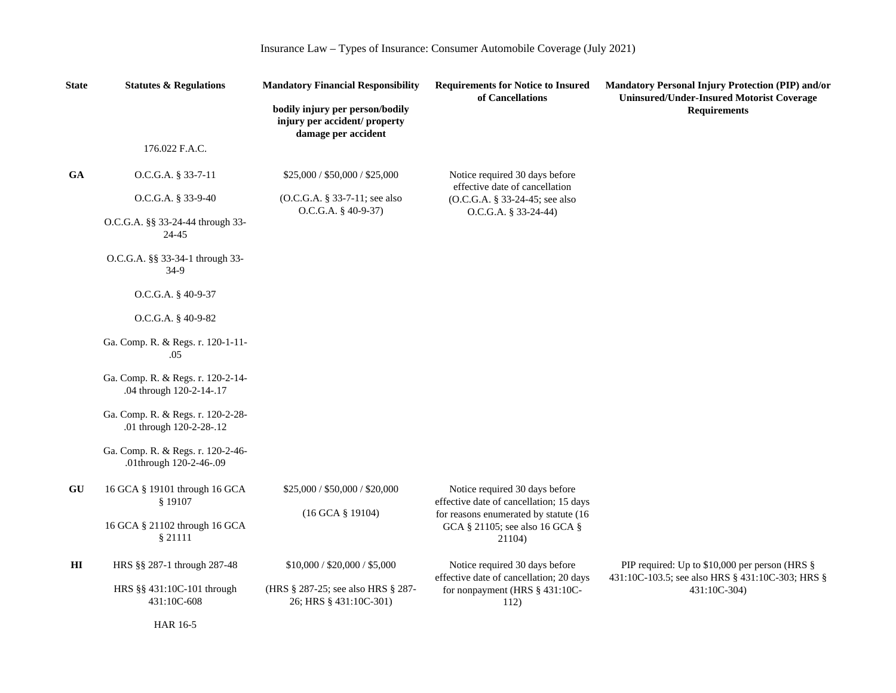Insurance Law – Types of Insurance: Consumer Automobile Coverage (July 2021)

| State | Statutes & Regulations | Mandatory Financial Responsibility<br><br>bodily injury per person/bodily injury per accident/ property damage per accident | Requirements for Notice to Insured of Cancellations | Mandatory Personal Injury Protection (PIP) and/or Uninsured/Under-Insured Motorist Coverage Requirements |
|---|---|---|---|---|
| | 176.022 F.A.C. | | | |
| GA | O.C.G.A. § 33-7-11<br><br>O.C.G.A. § 33-9-40<br><br>O.C.G.A. §§ 33-24-44 through 33-24-45<br><br>O.C.G.A. §§ 33-34-1 through 33-34-9<br><br>O.C.G.A. § 40-9-37<br><br>O.C.G.A. § 40-9-82<br><br>Ga. Comp. R. & Regs. r. 120-1-11-.05<br><br>Ga. Comp. R. & Regs. r. 120-2-14-.04 through 120-2-14-.17<br><br>Ga. Comp. R. & Regs. r. 120-2-28-.01 through 120-2-28-.12<br><br>Ga. Comp. R. & Regs. r. 120-2-46-.01through 120-2-46-.09 | $25,000 / $50,000 / $25,000<br><br>(O.C.G.A. § 33-7-11; see also O.C.G.A. § 40-9-37) | Notice required 30 days before effective date of cancellation (O.C.G.A. § 33-24-45; see also O.C.G.A. § 33-24-44) | |
| GU | 16 GCA § 19101 through 16 GCA § 19107<br><br>16 GCA § 21102 through 16 GCA § 21111 | $25,000 / $50,000 / $20,000<br><br>(16 GCA § 19104) | Notice required 30 days before effective date of cancellation; 15 days for reasons enumerated by statute (16 GCA § 21105; see also 16 GCA § 21104) | |
| HI | HRS §§ 287-1 through 287-48<br><br>HRS §§ 431:10C-101 through 431:10C-608<br><br>HAR 16-5 | $10,000 / $20,000 / $5,000<br><br>(HRS § 287-25; see also HRS § 287-26; HRS § 431:10C-301) | Notice required 30 days before effective date of cancellation; 20 days for nonpayment (HRS § 431:10C-112) | PIP required: Up to $10,000 per person (HRS § 431:10C-103.5; see also HRS § 431:10C-303; HRS § 431:10C-304) |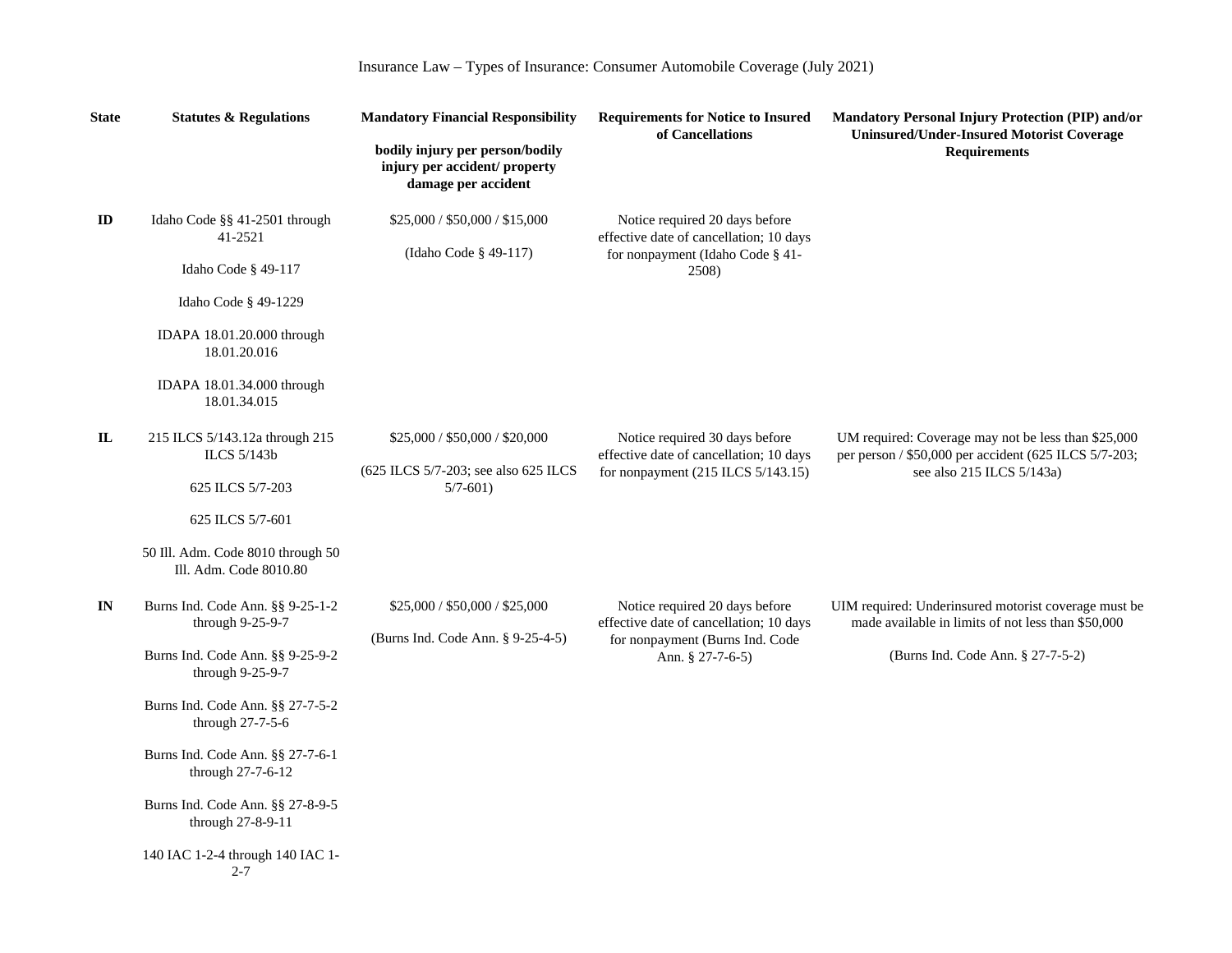Insurance Law – Types of Insurance: Consumer Automobile Coverage (July 2021)

| State | Statutes & Regulations | Mandatory Financial Responsibility<br><br>bodily injury per person/bodily injury per accident/ property damage per accident | Requirements for Notice to Insured of Cancellations | Mandatory Personal Injury Protection (PIP) and/or Uninsured/Under-Insured Motorist Coverage Requirements |
|---|---|---|---|---|
| ID | Idaho Code §§ 41-2501 through 41-2521<br><br>Idaho Code § 49-117<br><br>Idaho Code § 49-1229<br><br>IDAPA 18.01.20.000 through 18.01.20.016<br><br>IDAPA 18.01.34.000 through 18.01.34.015 | $25,000 / $50,000 / $15,000<br><br>(Idaho Code § 49-117) | Notice required 20 days before effective date of cancellation; 10 days for nonpayment (Idaho Code § 41-2508) | |
| IL | 215 ILCS 5/143.12a through 215 ILCS 5/143b<br><br>625 ILCS 5/7-203<br><br>625 ILCS 5/7-601<br><br>50 Ill. Adm. Code 8010 through 50 Ill. Adm. Code 8010.80 | $25,000 / $50,000 / $20,000<br><br>(625 ILCS 5/7-203; see also 625 ILCS 5/7-601) | Notice required 30 days before effective date of cancellation; 10 days for nonpayment (215 ILCS 5/143.15) | UM required: Coverage may not be less than $25,000 per person / $50,000 per accident (625 ILCS 5/7-203; see also 215 ILCS 5/143a) |
| IN | Burns Ind. Code Ann. §§ 9-25-1-2 through 9-25-9-7<br><br>Burns Ind. Code Ann. §§ 9-25-9-2 through 9-25-9-7<br><br>Burns Ind. Code Ann. §§ 27-7-5-2 through 27-7-5-6<br><br>Burns Ind. Code Ann. §§ 27-7-6-1 through 27-7-6-12<br><br>Burns Ind. Code Ann. §§ 27-8-9-5 through 27-8-9-11<br><br>140 IAC 1-2-4 through 140 IAC 1-2-7 | $25,000 / $50,000 / $25,000<br><br>(Burns Ind. Code Ann. § 9-25-4-5) | Notice required 20 days before effective date of cancellation; 10 days for nonpayment (Burns Ind. Code Ann. § 27-7-6-5) | UIM required: Underinsured motorist coverage must be made available in limits of not less than $50,000<br><br>(Burns Ind. Code Ann. § 27-7-5-2) |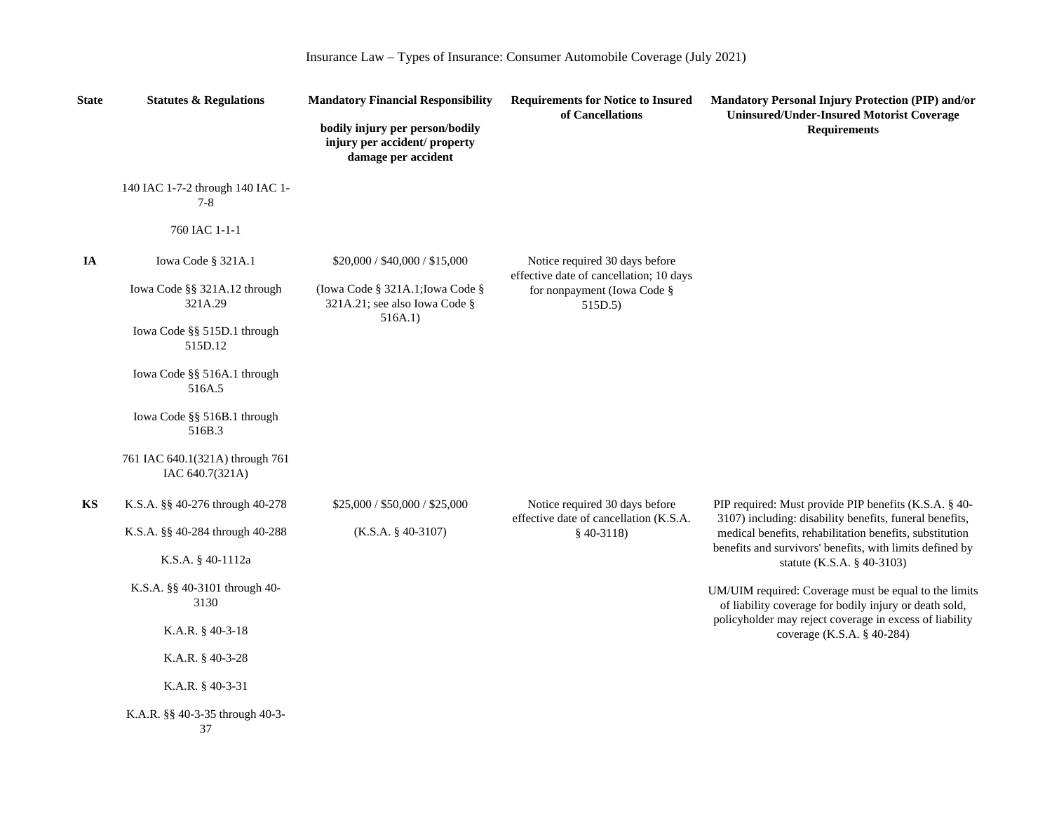Insurance Law – Types of Insurance: Consumer Automobile Coverage (July 2021)

| State | Statutes & Regulations | Mandatory Financial Responsibility<br><br>bodily injury per person/bodily injury per accident/ property damage per accident | Requirements for Notice to Insured of Cancellations | Mandatory Personal Injury Protection (PIP) and/or Uninsured/Under-Insured Motorist Coverage Requirements |
|---|---|---|---|---|
| | 140 IAC 1-7-2 through 140 IAC 1-7-8<br><br>760 IAC 1-1-1 | | | |
| IA | Iowa Code § 321A.1<br><br>Iowa Code §§ 321A.12 through 321A.29<br><br>Iowa Code §§ 515D.1 through 515D.12<br><br>Iowa Code §§ 516A.1 through 516A.5<br><br>Iowa Code §§ 516B.1 through 516B.3<br><br>761 IAC 640.1(321A) through 761 IAC 640.7(321A) | $20,000 / $40,000 / $15,000<br><br>(Iowa Code § 321A.1;Iowa Code § 321A.21; see also Iowa Code § 516A.1) | Notice required 30 days before effective date of cancellation; 10 days for nonpayment (Iowa Code § 515D.5) | |
| KS | K.S.A. §§ 40-276 through 40-278<br><br>K.S.A. §§ 40-284 through 40-288<br><br>K.S.A. § 40-1112a<br><br>K.S.A. §§ 40-3101 through 40-3130<br><br>K.A.R. § 40-3-18<br><br>K.A.R. § 40-3-28<br><br>K.A.R. § 40-3-31<br><br>K.A.R. §§ 40-3-35 through 40-3-37 | $25,000 / $50,000 / $25,000<br><br>(K.S.A. § 40-3107) | Notice required 30 days before effective date of cancellation (K.S.A. § 40-3118) | PIP required: Must provide PIP benefits (K.S.A. § 40-3107) including: disability benefits, funeral benefits, medical benefits, rehabilitation benefits, substitution benefits and survivors' benefits, with limits defined by statute (K.S.A. § 40-3103)<br><br>UM/UIM required: Coverage must be equal to the limits of liability coverage for bodily injury or death sold, policyholder may reject coverage in excess of liability coverage (K.S.A. § 40-284) |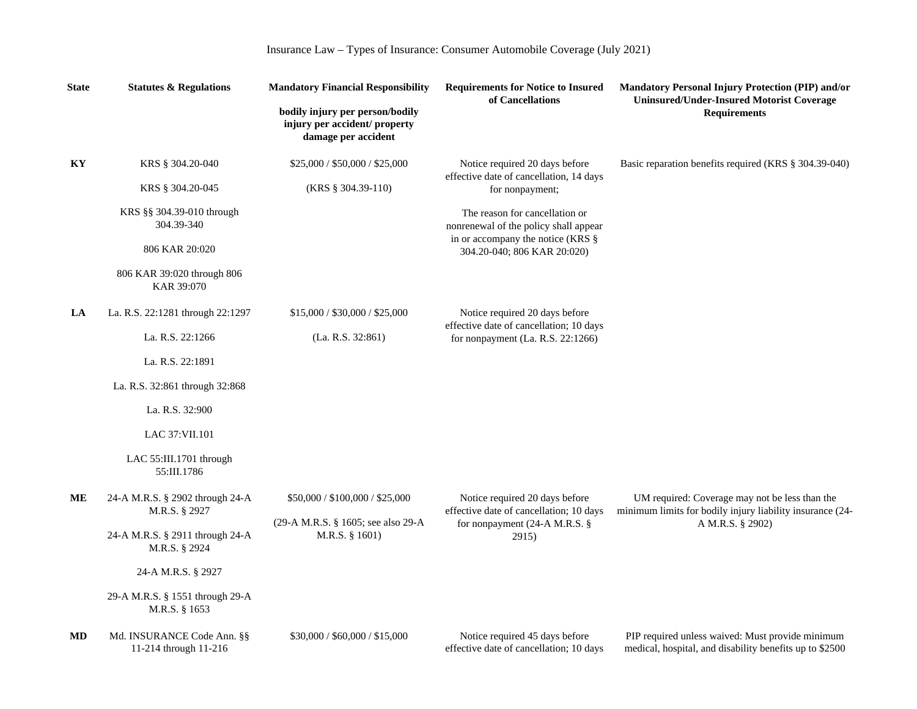Insurance Law – Types of Insurance: Consumer Automobile Coverage (July 2021)

| State | Statutes & Regulations | Mandatory Financial Responsibility<br><br>bodily injury per person/bodily injury per accident/ property damage per accident | Requirements for Notice to Insured of Cancellations | Mandatory Personal Injury Protection (PIP) and/or Uninsured/Under-Insured Motorist Coverage Requirements |
|---|---|---|---|---|
| KY | KRS § 304.20-040<br><br>KRS § 304.20-045<br><br>KRS §§ 304.39-010 through 304.39-340<br><br>806 KAR 20:020<br><br>806 KAR 39:020 through 806 KAR 39:070 | $25,000 / $50,000 / $25,000<br><br>(KRS § 304.39-110) | Notice required 20 days before effective date of cancellation, 14 days for nonpayment;<br><br>The reason for cancellation or nonrenewal of the policy shall appear in or accompany the notice (KRS § 304.20-040; 806 KAR 20:020) | Basic reparation benefits required (KRS § 304.39-040) |
| LA | La. R.S. 22:1281 through 22:1297<br><br>La. R.S. 22:1266<br><br>La. R.S. 22:1891<br><br>La. R.S. 32:861 through 32:868<br><br>La. R.S. 32:900<br><br>LAC 37:VII.101<br><br>LAC 55:III.1701 through 55:III.1786 | $15,000 / $30,000 / $25,000<br><br>(La. R.S. 32:861) | Notice required 20 days before effective date of cancellation; 10 days for nonpayment (La. R.S. 22:1266) | |
| ME | 24-A M.R.S. § 2902 through 24-A M.R.S. § 2927<br><br>24-A M.R.S. § 2911 through 24-A M.R.S. § 2924<br><br>24-A M.R.S. § 2927<br><br>29-A M.R.S. § 1551 through 29-A M.R.S. § 1653 | $50,000 / $100,000 / $25,000<br><br>(29-A M.R.S. § 1605; see also 29-A M.R.S. § 1601) | Notice required 20 days before effective date of cancellation; 10 days for nonpayment (24-A M.R.S. § 2915) | UM required: Coverage may not be less than the minimum limits for bodily injury liability insurance (24-A M.R.S. § 2902) |
| MD | Md. INSURANCE Code Ann. §§ 11-214 through 11-216 | $30,000 / $60,000 / $15,000 | Notice required 45 days before effective date of cancellation; 10 days | PIP required unless waived: Must provide minimum medical, hospital, and disability benefits up to $2500 |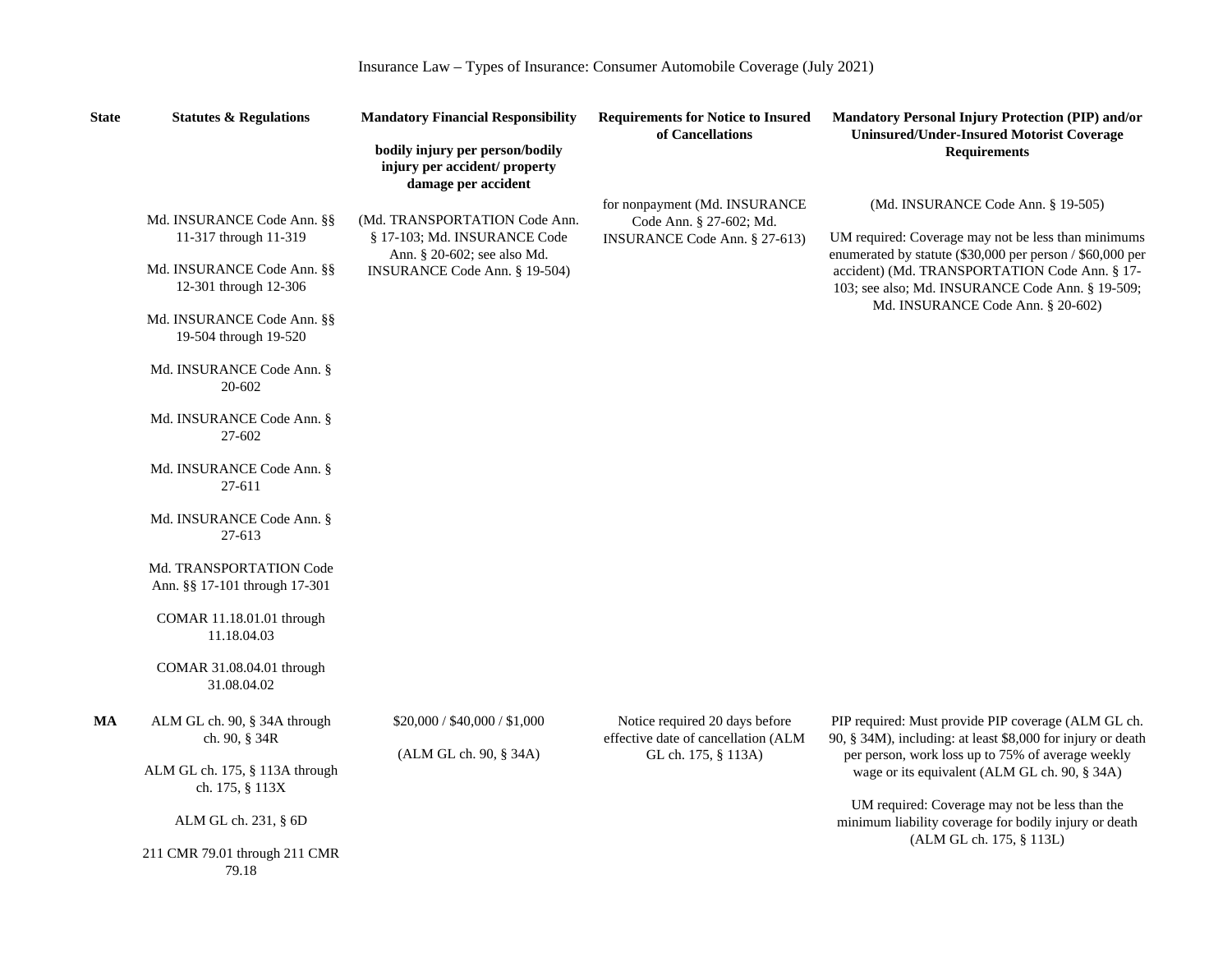Insurance Law – Types of Insurance: Consumer Automobile Coverage (July 2021)

| State | Statutes & Regulations | Mandatory Financial Responsibility<br><br>bodily injury per person/bodily injury per accident/ property damage per accident | Requirements for Notice to Insured of Cancellations | Mandatory Personal Injury Protection (PIP) and/or Uninsured/Under-Insured Motorist Coverage Requirements |
|---|---|---|---|---|
| | Md. INSURANCE Code Ann. §§ 11-317 through 11-319<br><br>Md. INSURANCE Code Ann. §§ 12-301 through 12-306<br><br>Md. INSURANCE Code Ann. §§ 19-504 through 19-520<br><br>Md. INSURANCE Code Ann. § 20-602<br><br>Md. INSURANCE Code Ann. § 27-602<br><br>Md. INSURANCE Code Ann. § 27-611<br><br>Md. INSURANCE Code Ann. § 27-613<br><br>Md. TRANSPORTATION Code Ann. §§ 17-101 through 17-301<br><br>COMAR 11.18.01.01 through 11.18.04.03<br><br>COMAR 31.08.04.01 through 31.08.04.02 | (Md. TRANSPORTATION Code Ann. § 17-103; Md. INSURANCE Code Ann. § 20-602; see also Md. INSURANCE Code Ann. § 19-504) | for nonpayment (Md. INSURANCE Code Ann. § 27-602; Md. INSURANCE Code Ann. § 27-613) | (Md. INSURANCE Code Ann. § 19-505)<br><br>UM required: Coverage may not be less than minimums enumerated by statute ($30,000 per person / $60,000 per accident) (Md. TRANSPORTATION Code Ann. § 17-103; see also; Md. INSURANCE Code Ann. § 19-509; Md. INSURANCE Code Ann. § 20-602) |
| **MA** | ALM GL ch. 90, § 34A through ch. 90, § 34R<br><br>ALM GL ch. 175, § 113A through ch. 175, § 113X<br><br>ALM GL ch. 231, § 6D<br><br>211 CMR 79.01 through 211 CMR 79.18 | $20,000 / $40,000 / $1,000<br><br>(ALM GL ch. 90, § 34A) | Notice required 20 days before effective date of cancellation (ALM GL ch. 175, § 113A) | PIP required: Must provide PIP coverage (ALM GL ch. 90, § 34M), including: at least $8,000 for injury or death per person, work loss up to 75% of average weekly wage or its equivalent (ALM GL ch. 90, § 34A)<br><br>UM required: Coverage may not be less than the minimum liability coverage for bodily injury or death (ALM GL ch. 175, § 113L) |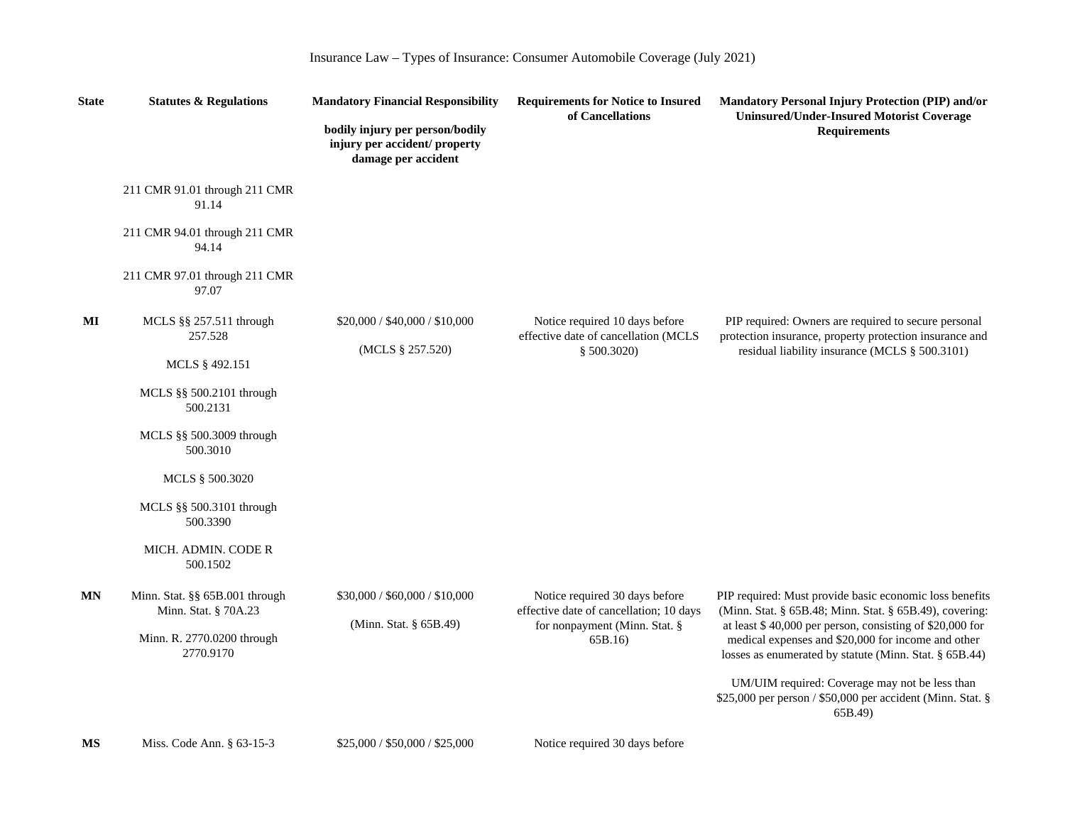Insurance Law – Types of Insurance: Consumer Automobile Coverage (July 2021)

| State | Statutes & Regulations | Mandatory Financial Responsibility<br><br>bodily injury per person/bodily injury per accident/ property damage per accident | Requirements for Notice to Insured of Cancellations | Mandatory Personal Injury Protection (PIP) and/or Uninsured/Under-Insured Motorist Coverage Requirements |
|---|---|---|---|---|
| | 211 CMR 91.01 through 211 CMR 91.14<br><br>211 CMR 94.01 through 211 CMR 94.14<br><br>211 CMR 97.01 through 211 CMR 97.07 | | | |
| **MI** | MCLS §§ 257.511 through 257.528<br><br>MCLS § 492.151<br><br>MCLS §§ 500.2101 through 500.2131<br><br>MCLS §§ 500.3009 through 500.3010<br><br>MCLS § 500.3020<br><br>MCLS §§ 500.3101 through 500.3390<br><br>MICH. ADMIN. CODE R 500.1502 | $20,000 / $40,000 / $10,000<br><br>(MCLS § 257.520) | Notice required 10 days before effective date of cancellation (MCLS § 500.3020) | PIP required: Owners are required to secure personal protection insurance, property protection insurance and residual liability insurance (MCLS § 500.3101) |
| **MN** | Minn. Stat. §§ 65B.001 through Minn. Stat. § 70A.23<br><br>Minn. R. 2770.0200 through 2770.9170 | $30,000 / $60,000 / $10,000<br><br>(Minn. Stat. § 65B.49) | Notice required 30 days before effective date of cancellation; 10 days for nonpayment (Minn. Stat. § 65B.16) | PIP required: Must provide basic economic loss benefits (Minn. Stat. § 65B.48; Minn. Stat. § 65B.49), covering: at least $ 40,000 per person, consisting of $20,000 for medical expenses and $20,000 for income and other losses as enumerated by statute (Minn. Stat. § 65B.44)<br><br>UM/UIM required: Coverage may not be less than $25,000 per person / $50,000 per accident (Minn. Stat. § 65B.49) |
| **MS** | Miss. Code Ann. § 63-15-3 | $25,000 / $50,000 / $25,000 | Notice required 30 days before | |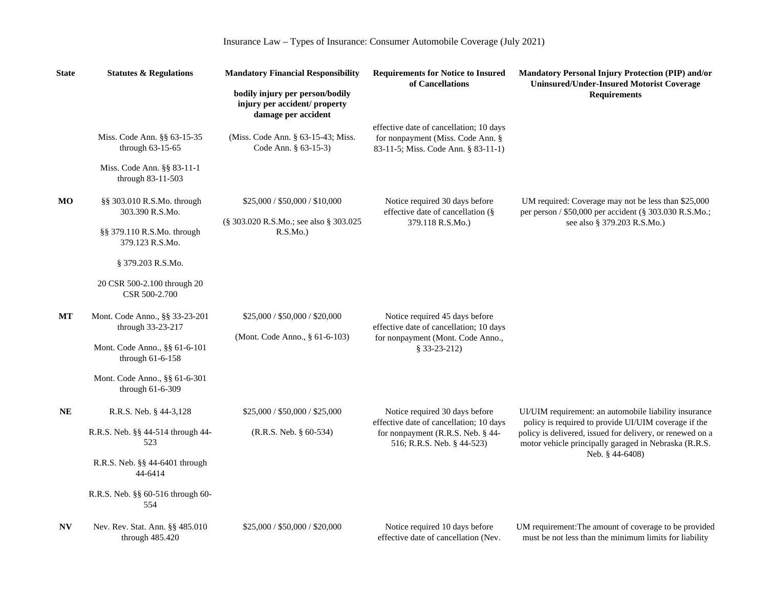Insurance Law – Types of Insurance: Consumer Automobile Coverage (July 2021)

| State | Statutes & Regulations | Mandatory Financial Responsibility<br><br>bodily injury per person/bodily injury per accident/ property damage per accident | Requirements for Notice to Insured of Cancellations | Mandatory Personal Injury Protection (PIP) and/or Uninsured/Under-Insured Motorist Coverage Requirements |
|---|---|---|---|---|
| | Miss. Code Ann. §§ 63-15-35 through 63-15-65<br><br>Miss. Code Ann. §§ 83-11-1 through 83-11-503 | (Miss. Code Ann. § 63-15-43; Miss. Code Ann. § 63-15-3) | effective date of cancellation; 10 days for nonpayment (Miss. Code Ann. § 83-11-5; Miss. Code Ann. § 83-11-1) | |
| MO | §§ 303.010 R.S.Mo. through 303.390 R.S.Mo.<br><br>§§ 379.110 R.S.Mo. through 379.123 R.S.Mo.<br><br>§ 379.203 R.S.Mo.<br><br>20 CSR 500-2.100 through 20 CSR 500-2.700 | $25,000 / $50,000 / $10,000<br><br>(§ 303.020 R.S.Mo.; see also § 303.025 R.S.Mo.) | Notice required 30 days before effective date of cancellation (§ 379.118 R.S.Mo.) | UM required: Coverage may not be less than $25,000 per person / $50,000 per accident (§ 303.030 R.S.Mo.; see also § 379.203 R.S.Mo.) |
| MT | Mont. Code Anno., §§ 33-23-201 through 33-23-217<br><br>Mont. Code Anno., §§ 61-6-101 through 61-6-158<br><br>Mont. Code Anno., §§ 61-6-301 through 61-6-309 | $25,000 / $50,000 / $20,000<br><br>(Mont. Code Anno., § 61-6-103) | Notice required 45 days before effective date of cancellation; 10 days for nonpayment (Mont. Code Anno., § 33-23-212) | |
| NE | R.R.S. Neb. § 44-3,128<br><br>R.R.S. Neb. §§ 44-514 through 44-523<br><br>R.R.S. Neb. §§ 44-6401 through 44-6414<br><br>R.R.S. Neb. §§ 60-516 through 60-554 | $25,000 / $50,000 / $25,000<br><br>(R.R.S. Neb. § 60-534) | Notice required 30 days before effective date of cancellation; 10 days for nonpayment (R.R.S. Neb. § 44-516; R.R.S. Neb. § 44-523) | UI/UIM requirement: an automobile liability insurance policy is required to provide UI/UIM coverage if the policy is delivered, issued for delivery, or renewed on a motor vehicle principally garaged in Nebraska (R.R.S. Neb. § 44-6408) |
| NV | Nev. Rev. Stat. Ann. §§ 485.010 through 485.420 | $25,000 / $50,000 / $20,000 | Notice required 10 days before effective date of cancellation (Nev. | UM requirement:The amount of coverage to be provided must be not less than the minimum limits for liability |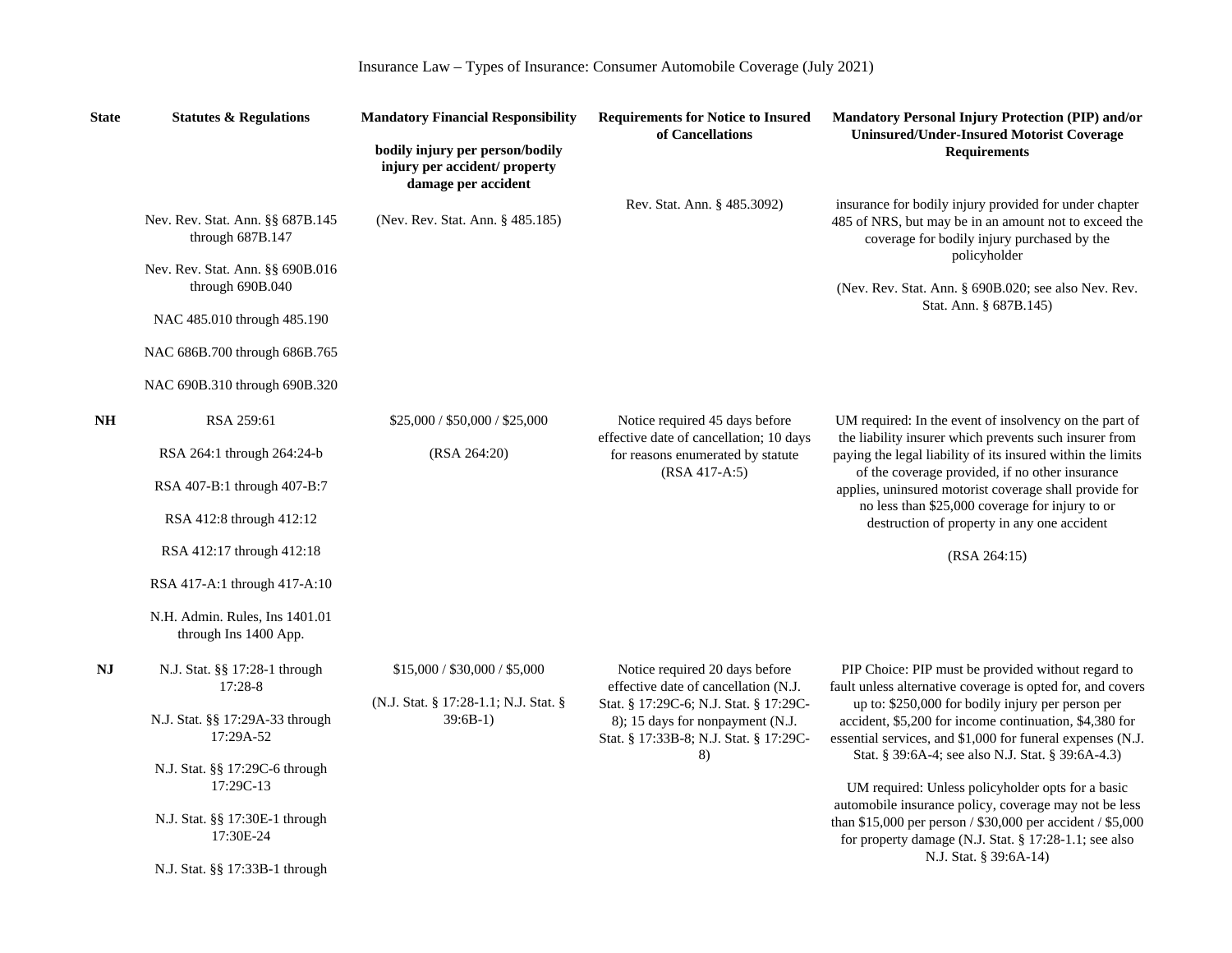Insurance Law – Types of Insurance: Consumer Automobile Coverage (July 2021)

| State | Statutes & Regulations | Mandatory Financial Responsibility<br><br>bodily injury per person/bodily injury per accident/ property damage per accident | Requirements for Notice to Insured of Cancellations | Mandatory Personal Injury Protection (PIP) and/or Uninsured/Under-Insured Motorist Coverage Requirements |
|---|---|---|---|---|
| | Nev. Rev. Stat. Ann. §§ 687B.145 through 687B.147<br><br>Nev. Rev. Stat. Ann. §§ 690B.016 through 690B.040<br><br>NAC 485.010 through 485.190<br><br>NAC 686B.700 through 686B.765<br><br>NAC 690B.310 through 690B.320 | (Nev. Rev. Stat. Ann. § 485.185) | Rev. Stat. Ann. § 485.3092) | insurance for bodily injury provided for under chapter 485 of NRS, but may be in an amount not to exceed the coverage for bodily injury purchased by the policyholder<br><br>(Nev. Rev. Stat. Ann. § 690B.020; see also Nev. Rev. Stat. Ann. § 687B.145) |
| NH | RSA 259:61<br><br>RSA 264:1 through 264:24-b<br><br>RSA 407-B:1 through 407-B:7<br><br>RSA 412:8 through 412:12<br><br>RSA 412:17 through 412:18<br><br>RSA 417-A:1 through 417-A:10<br><br>N.H. Admin. Rules, Ins 1401.01 through Ins 1400 App. | $25,000 / $50,000 / $25,000<br><br>(RSA 264:20) | Notice required 45 days before effective date of cancellation; 10 days for reasons enumerated by statute (RSA 417-A:5) | UM required: In the event of insolvency on the part of the liability insurer which prevents such insurer from paying the legal liability of its insured within the limits of the coverage provided, if no other insurance applies, uninsured motorist coverage shall provide for no less than $25,000 coverage for injury to or destruction of property in any one accident<br><br>(RSA 264:15) |
| NJ | N.J. Stat. §§ 17:28-1 through 17:28-8<br><br>N.J. Stat. §§ 17:29A-33 through 17:29A-52<br><br>N.J. Stat. §§ 17:29C-6 through 17:29C-13<br><br>N.J. Stat. §§ 17:30E-1 through 17:30E-24<br><br>N.J. Stat. §§ 17:33B-1 through | $15,000 / $30,000 / $5,000<br><br>(N.J. Stat. § 17:28-1.1; N.J. Stat. § 39:6B-1) | Notice required 20 days before effective date of cancellation (N.J. Stat. § 17:29C-6; N.J. Stat. § 17:29C-8); 15 days for nonpayment (N.J. Stat. § 17:33B-8; N.J. Stat. § 17:29C-8) | PIP Choice: PIP must be provided without regard to fault unless alternative coverage is opted for, and covers up to: $250,000 for bodily injury per person per accident, $5,200 for income continuation, $4,380 for essential services, and $1,000 for funeral expenses (N.J. Stat. § 39:6A-4; see also N.J. Stat. § 39:6A-4.3)<br><br>UM required: Unless policyholder opts for a basic automobile insurance policy, coverage may not be less than $15,000 per person / $30,000 per accident / $5,000 for property damage (N.J. Stat. § 17:28-1.1; see also N.J. Stat. § 39:6A-14) |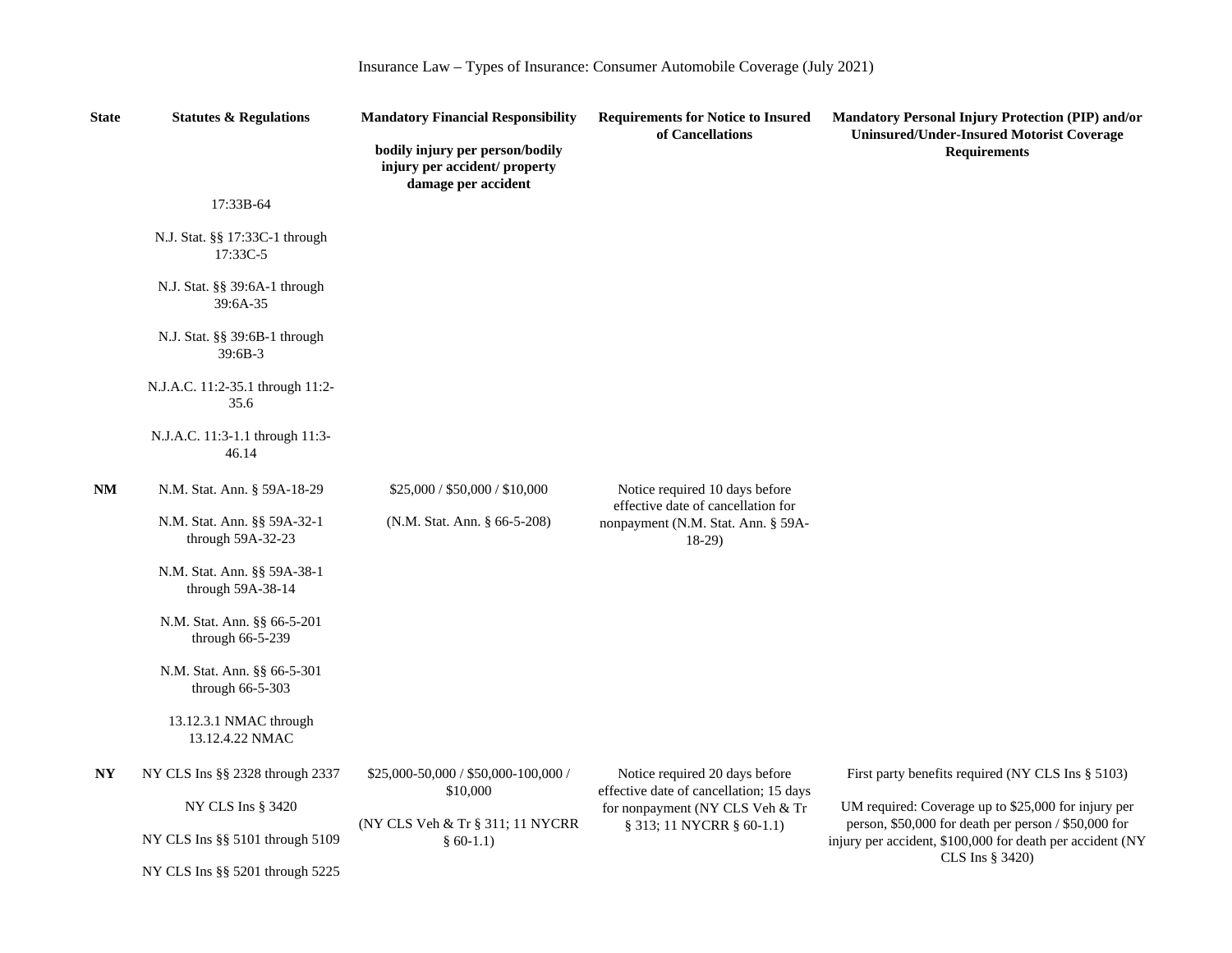Insurance Law – Types of Insurance: Consumer Automobile Coverage (July 2021)

| State | Statutes & Regulations | Mandatory Financial Responsibility<br><br>bodily injury per person/bodily injury per accident/ property damage per accident | Requirements for Notice to Insured of Cancellations | Mandatory Personal Injury Protection (PIP) and/or Uninsured/Under-Insured Motorist Coverage Requirements |
|---|---|---|---|---|
| | 17:33B-64<br><br>N.J. Stat. §§ 17:33C-1 through 17:33C-5<br><br>N.J. Stat. §§ 39:6A-1 through 39:6A-35<br><br>N.J. Stat. §§ 39:6B-1 through 39:6B-3<br><br>N.J.A.C. 11:2-35.1 through 11:2-35.6<br><br>N.J.A.C. 11:3-1.1 through 11:3-46.14 | | | |
| **NM** | N.M. Stat. Ann. § 59A-18-29<br><br>N.M. Stat. Ann. §§ 59A-32-1 through 59A-32-23<br><br>N.M. Stat. Ann. §§ 59A-38-1 through 59A-38-14<br><br>N.M. Stat. Ann. §§ 66-5-201 through 66-5-239<br><br>N.M. Stat. Ann. §§ 66-5-301 through 66-5-303<br><br>13.12.3.1 NMAC through 13.12.4.22 NMAC | $25,000 / $50,000 / $10,000<br><br>(N.M. Stat. Ann. § 66-5-208) | Notice required 10 days before effective date of cancellation for nonpayment (N.M. Stat. Ann. § 59A-18-29) | |
| **NY** | NY CLS Ins §§ 2328 through 2337<br><br>NY CLS Ins § 3420<br><br>NY CLS Ins §§ 5101 through 5109<br><br>NY CLS Ins §§ 5201 through 5225 | $25,000-50,000 / $50,000-100,000 / $10,000<br><br>(NY CLS Veh & Tr § 311; 11 NYCRR § 60-1.1) | Notice required 20 days before effective date of cancellation; 15 days for nonpayment (NY CLS Veh & Tr § 313; 11 NYCRR § 60-1.1) | First party benefits required (NY CLS Ins § 5103)<br><br>UM required: Coverage up to $25,000 for injury per person, $50,000 for death per person / $50,000 for injury per accident, $100,000 for death per accident (NY CLS Ins § 3420) |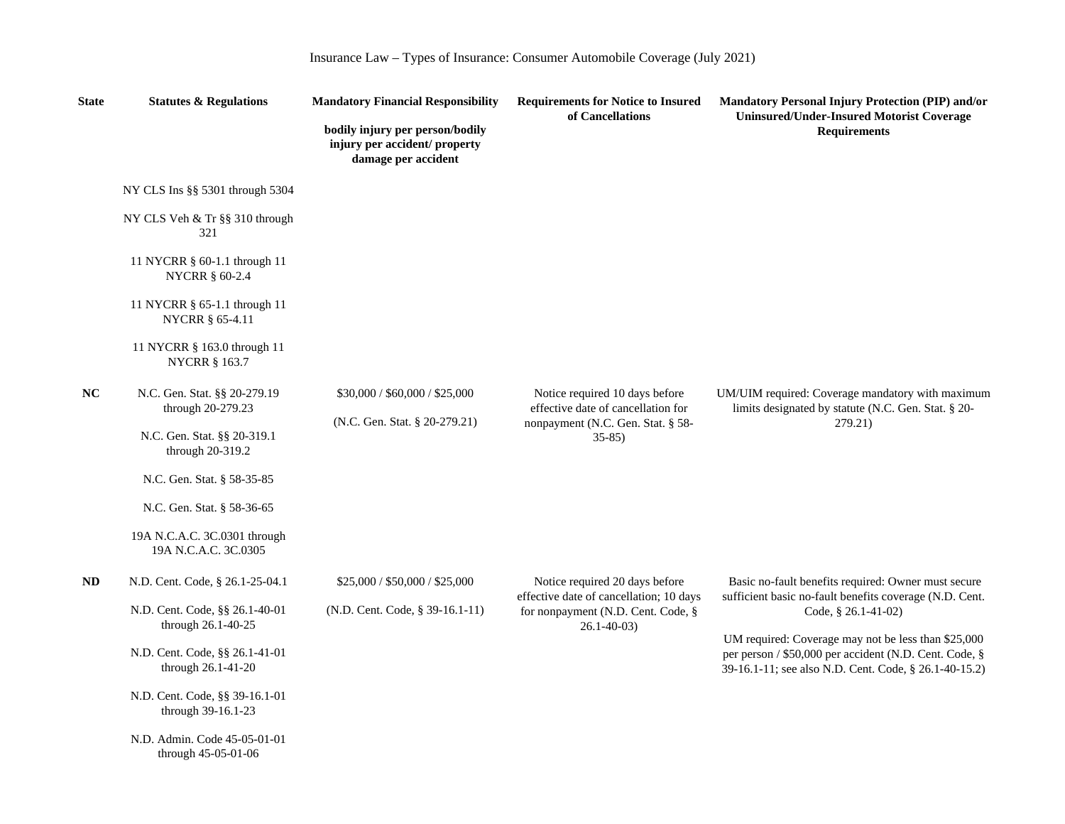Insurance Law – Types of Insurance: Consumer Automobile Coverage (July 2021)

| State | Statutes & Regulations | Mandatory Financial Responsibility<br><br>bodily injury per person/bodily injury per accident/ property damage per accident | Requirements for Notice to Insured of Cancellations | Mandatory Personal Injury Protection (PIP) and/or Uninsured/Under-Insured Motorist Coverage Requirements |
|---|---|---|---|---|
| | NY CLS Ins §§ 5301 through 5304<br><br>NY CLS Veh & Tr §§ 310 through 321<br><br>11 NYCRR § 60-1.1 through 11 NYCRR § 60-2.4<br><br>11 NYCRR § 65-1.1 through 11 NYCRR § 65-4.11<br><br>11 NYCRR § 163.0 through 11 NYCRR § 163.7 | | | |
| NC | N.C. Gen. Stat. §§ 20-279.19 through 20-279.23<br><br>N.C. Gen. Stat. §§ 20-319.1 through 20-319.2<br><br>N.C. Gen. Stat. § 58-35-85<br><br>N.C. Gen. Stat. § 58-36-65<br><br>19A N.C.A.C. 3C.0301 through 19A N.C.A.C. 3C.0305 | $30,000 / $60,000 / $25,000<br><br>(N.C. Gen. Stat. § 20-279.21) | Notice required 10 days before effective date of cancellation for nonpayment (N.C. Gen. Stat. § 58-35-85) | UM/UIM required: Coverage mandatory with maximum limits designated by statute (N.C. Gen. Stat. § 20-279.21) |
| ND | N.D. Cent. Code, § 26.1-25-04.1<br><br>N.D. Cent. Code, §§ 26.1-40-01 through 26.1-40-25<br><br>N.D. Cent. Code, §§ 26.1-41-01 through 26.1-41-20<br><br>N.D. Cent. Code, §§ 39-16.1-01 through 39-16.1-23<br><br>N.D. Admin. Code 45-05-01-01 through 45-05-01-06 | $25,000 / $50,000 / $25,000<br><br>(N.D. Cent. Code, § 39-16.1-11) | Notice required 20 days before effective date of cancellation; 10 days for nonpayment (N.D. Cent. Code, § 26.1-40-03) | Basic no-fault benefits required: Owner must secure sufficient basic no-fault benefits coverage (N.D. Cent. Code, § 26.1-41-02)<br><br>UM required: Coverage may not be less than $25,000 per person / $50,000 per accident (N.D. Cent. Code, § 39-16.1-11; see also N.D. Cent. Code, § 26.1-40-15.2) |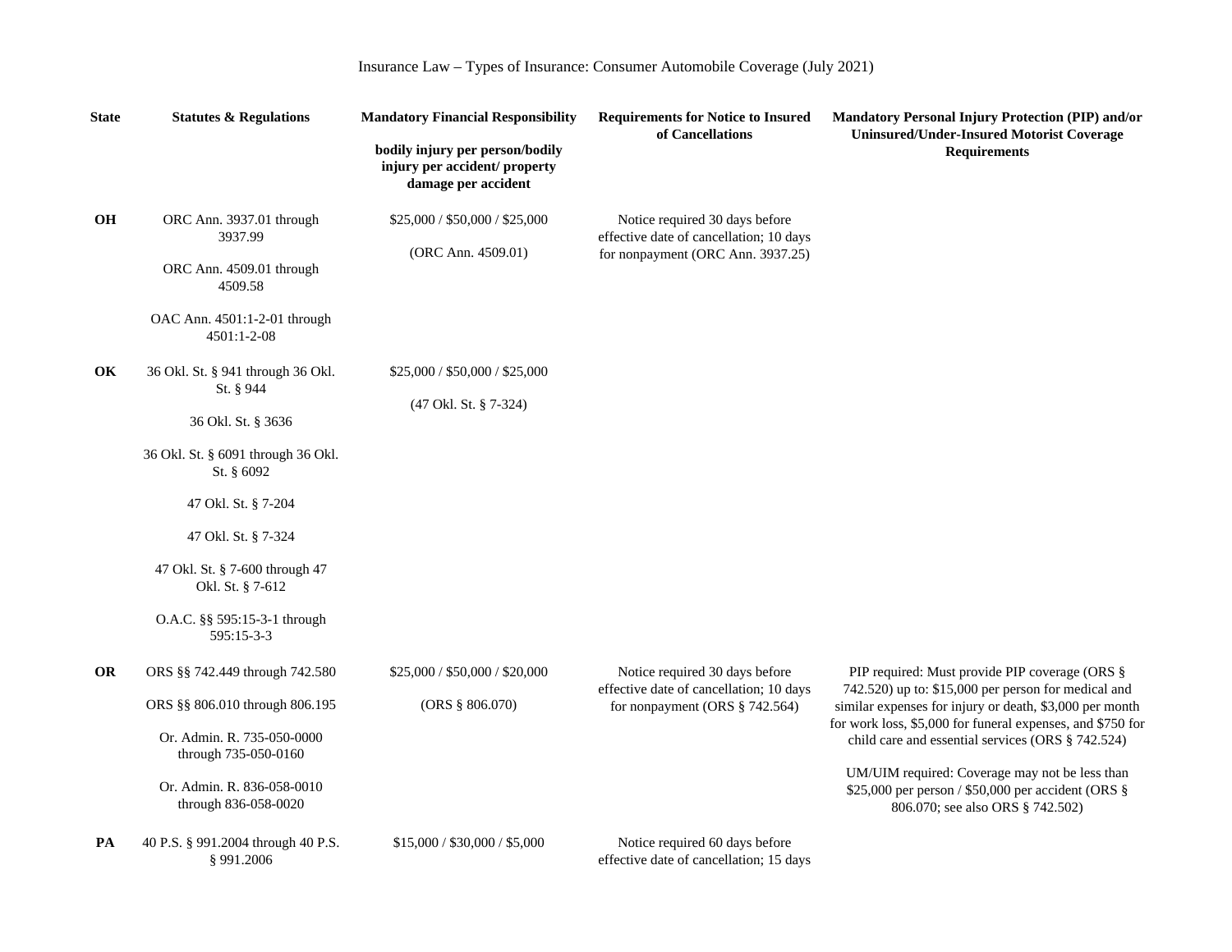Insurance Law – Types of Insurance: Consumer Automobile Coverage (July 2021)

| State | Statutes & Regulations | Mandatory Financial Responsibility<br><br>bodily injury per person/bodily injury per accident/ property damage per accident | Requirements for Notice to Insured of Cancellations | Mandatory Personal Injury Protection (PIP) and/or Uninsured/Under-Insured Motorist Coverage Requirements |
|---|---|---|---|---|
| OH | ORC Ann. 3937.01 through 3937.99<br><br>ORC Ann. 4509.01 through 4509.58<br><br>OAC Ann. 4501:1-2-01 through 4501:1-2-08 | $25,000 / $50,000 / $25,000<br><br>(ORC Ann. 4509.01) | Notice required 30 days before effective date of cancellation; 10 days for nonpayment (ORC Ann. 3937.25) | |
| OK | 36 Okl. St. § 941 through 36 Okl. St. § 944<br><br>36 Okl. St. § 3636<br><br>36 Okl. St. § 6091 through 36 Okl. St. § 6092<br><br>47 Okl. St. § 7-204<br><br>47 Okl. St. § 7-324<br><br>47 Okl. St. § 7-600 through 47 Okl. St. § 7-612<br><br>O.A.C. §§ 595:15-3-1 through 595:15-3-3 | $25,000 / $50,000 / $25,000<br><br>(47 Okl. St. § 7-324) | | |
| OR | ORS §§ 742.449 through 742.580<br><br>ORS §§ 806.010 through 806.195<br><br>Or. Admin. R. 735-050-0000 through 735-050-0160<br><br>Or. Admin. R. 836-058-0010 through 836-058-0020 | $25,000 / $50,000 / $20,000<br><br>(ORS § 806.070) | Notice required 30 days before effective date of cancellation; 10 days for nonpayment (ORS § 742.564) | PIP required: Must provide PIP coverage (ORS § 742.520) up to: $15,000 per person for medical and similar expenses for injury or death, $3,000 per month for work loss, $5,000 for funeral expenses, and $750 for child care and essential services (ORS § 742.524)<br><br>UM/UIM required: Coverage may not be less than $25,000 per person / $50,000 per accident (ORS § 806.070; see also ORS § 742.502) |
| PA | 40 P.S. § 991.2004 through 40 P.S. § 991.2006 | $15,000 / $30,000 / $5,000 | Notice required 60 days before effective date of cancellation; 15 days | |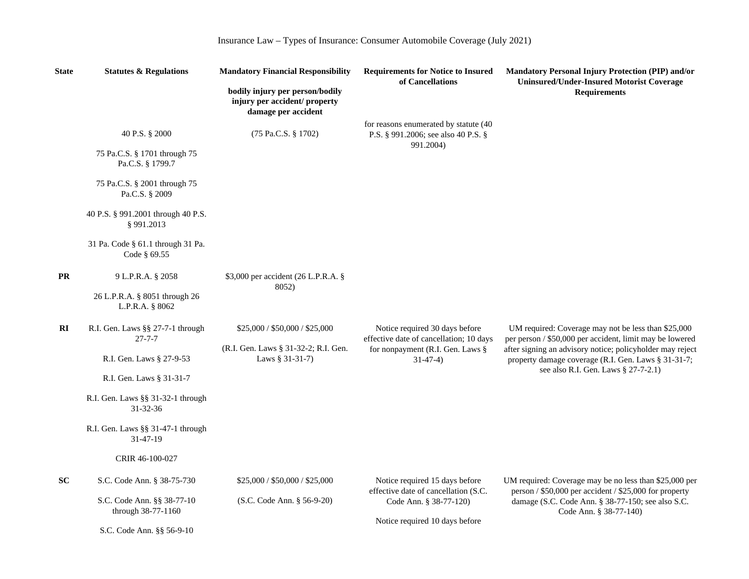Insurance Law – Types of Insurance: Consumer Automobile Coverage (July 2021)

| State | Statutes & Regulations | Mandatory Financial Responsibility<br><br>bodily injury per person/bodily injury per accident/ property damage per accident | Requirements for Notice to Insured of Cancellations | Mandatory Personal Injury Protection (PIP) and/or Uninsured/Under-Insured Motorist Coverage Requirements |
|---|---|---|---|---|
| | 40 P.S. § 2000<br><br>75 Pa.C.S. § 1701 through 75 Pa.C.S. § 1799.7<br><br>75 Pa.C.S. § 2001 through 75 Pa.C.S. § 2009<br><br>40 P.S. § 991.2001 through 40 P.S. § 991.2013<br><br>31 Pa. Code § 61.1 through 31 Pa. Code § 69.55 | (75 Pa.C.S. § 1702) | for reasons enumerated by statute (40 P.S. § 991.2006; see also 40 P.S. § 991.2004) | |
| **PR** | 9 L.P.R.A. § 2058<br><br>26 L.P.R.A. § 8051 through 26 L.P.R.A. § 8062 | $3,000 per accident (26 L.P.R.A. § 8052) | | |
| **RI** | R.I. Gen. Laws §§ 27-7-1 through 27-7-7<br><br>R.I. Gen. Laws § 27-9-53<br><br>R.I. Gen. Laws § 31-31-7<br><br>R.I. Gen. Laws §§ 31-32-1 through 31-32-36<br><br>R.I. Gen. Laws §§ 31-47-1 through 31-47-19<br><br>CRIR 46-100-027 | $25,000 / $50,000 / $25,000<br><br>(R.I. Gen. Laws § 31-32-2; R.I. Gen. Laws § 31-31-7) | Notice required 30 days before effective date of cancellation; 10 days for nonpayment (R.I. Gen. Laws § 31-47-4) | UM required: Coverage may not be less than $25,000 per person / $50,000 per accident, limit may be lowered after signing an advisory notice; policyholder may reject property damage coverage (R.I. Gen. Laws § 31-31-7; see also R.I. Gen. Laws § 27-7-2.1) |
| **SC** | S.C. Code Ann. § 38-75-730<br><br>S.C. Code Ann. §§ 38-77-10 through 38-77-1160<br><br>S.C. Code Ann. §§ 56-9-10 | $25,000 / $50,000 / $25,000<br><br>(S.C. Code Ann. § 56-9-20) | Notice required 15 days before effective date of cancellation (S.C. Code Ann. § 38-77-120)<br><br>Notice required 10 days before | UM required: Coverage may be no less than $25,000 per person / $50,000 per accident / $25,000 for property damage (S.C. Code Ann. § 38-77-150; see also S.C. Code Ann. § 38-77-140) |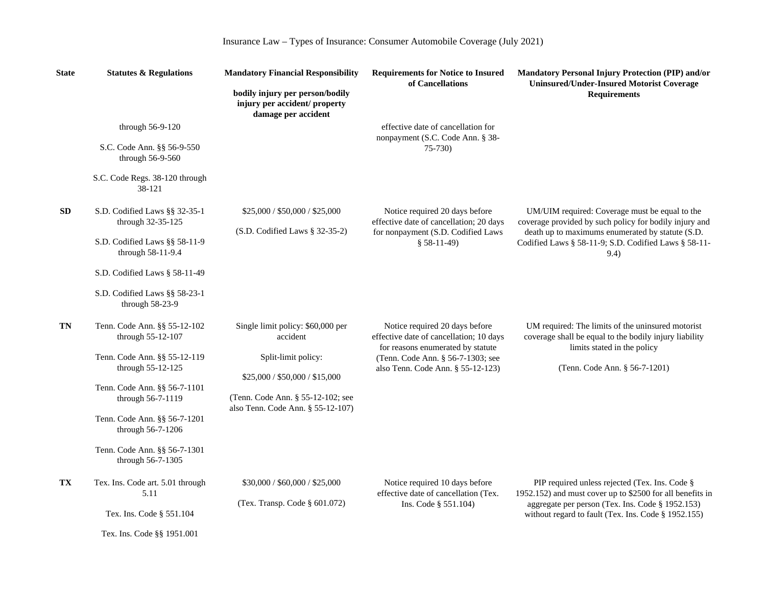Insurance Law – Types of Insurance: Consumer Automobile Coverage (July 2021)

| State | Statutes & Regulations | Mandatory Financial Responsibility<br><br>bodily injury per person/bodily injury per accident/ property damage per accident | Requirements for Notice to Insured of Cancellations | Mandatory Personal Injury Protection (PIP) and/or Uninsured/Under-Insured Motorist Coverage Requirements |
|---|---|---|---|---|
| | through 56-9-120<br><br>S.C. Code Ann. §§ 56-9-550 through 56-9-560<br><br>S.C. Code Regs. 38-120 through 38-121 | | effective date of cancellation for nonpayment (S.C. Code Ann. § 38-75-730) | |
| **SD** | S.D. Codified Laws §§ 32-35-1 through 32-35-125<br><br>S.D. Codified Laws §§ 58-11-9 through 58-11-9.4<br><br>S.D. Codified Laws § 58-11-49<br><br>S.D. Codified Laws §§ 58-23-1 through 58-23-9 | $25,000 / $50,000 / $25,000<br><br>(S.D. Codified Laws § 32-35-2) | Notice required 20 days before effective date of cancellation; 20 days for nonpayment (S.D. Codified Laws § 58-11-49) | UM/UIM required: Coverage must be equal to the coverage provided by such policy for bodily injury and death up to maximums enumerated by statute (S.D. Codified Laws § 58-11-9; S.D. Codified Laws § 58-11-9.4) |
| **TN** | Tenn. Code Ann. §§ 55-12-102 through 55-12-107<br><br>Tenn. Code Ann. §§ 55-12-119 through 55-12-125<br><br>Tenn. Code Ann. §§ 56-7-1101 through 56-7-1119<br><br>Tenn. Code Ann. §§ 56-7-1201 through 56-7-1206<br><br>Tenn. Code Ann. §§ 56-7-1301 through 56-7-1305 | Single limit policy: $60,000 per accident<br><br>Split-limit policy:<br><br>$25,000 / $50,000 / $15,000<br><br>(Tenn. Code Ann. § 55-12-102; see also Tenn. Code Ann. § 55-12-107) | Notice required 20 days before effective date of cancellation; 10 days for reasons enumerated by statute (Tenn. Code Ann. § 56-7-1303; see also Tenn. Code Ann. § 55-12-123) | UM required: The limits of the uninsured motorist coverage shall be equal to the bodily injury liability limits stated in the policy<br><br>(Tenn. Code Ann. § 56-7-1201) |
| **TX** | Tex. Ins. Code art. 5.01 through 5.11<br><br>Tex. Ins. Code § 551.104<br><br>Tex. Ins. Code §§ 1951.001 | $30,000 / $60,000 / $25,000<br><br>(Tex. Transp. Code § 601.072) | Notice required 10 days before effective date of cancellation (Tex. Ins. Code § 551.104) | PIP required unless rejected (Tex. Ins. Code § 1952.152) and must cover up to $2500 for all benefits in aggregate per person (Tex. Ins. Code § 1952.153) without regard to fault (Tex. Ins. Code § 1952.155) |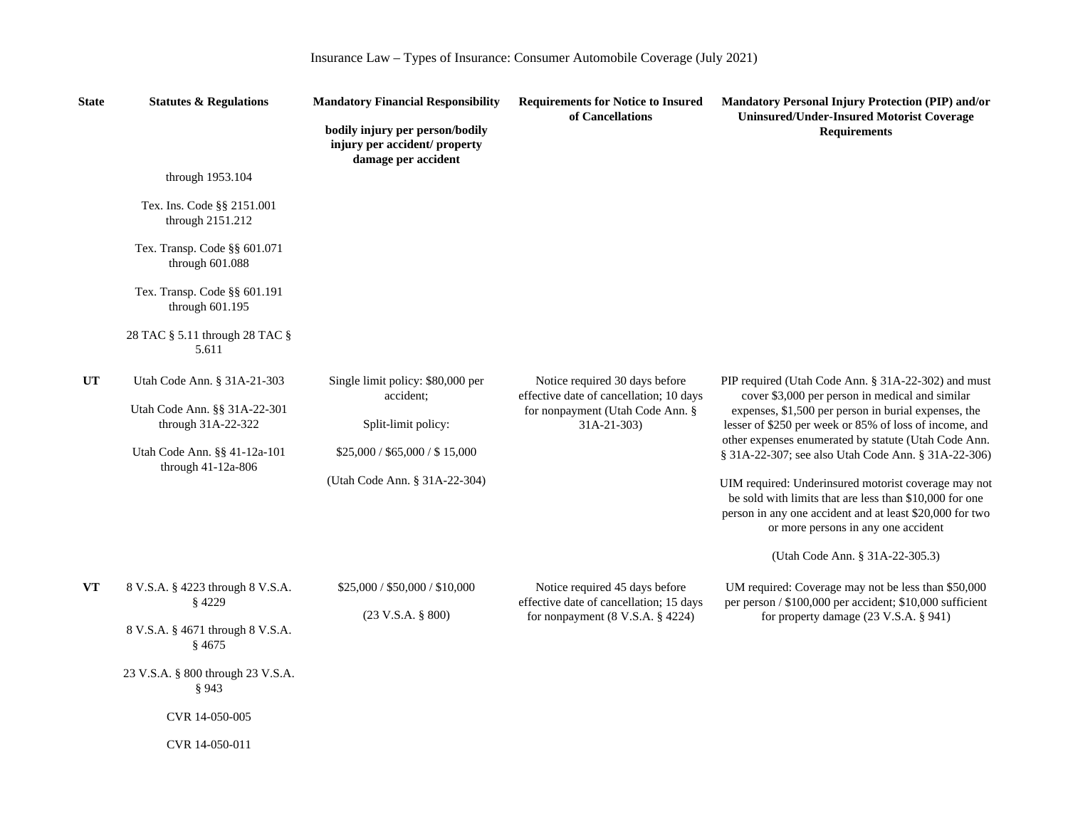Insurance Law – Types of Insurance: Consumer Automobile Coverage (July 2021)

| State | Statutes & Regulations | Mandatory Financial Responsibility<br><br>bodily injury per person/bodily injury per accident/ property damage per accident | Requirements for Notice to Insured of Cancellations | Mandatory Personal Injury Protection (PIP) and/or Uninsured/Under-Insured Motorist Coverage Requirements |
|---|---|---|---|---|
| | through 1953.104<br><br>Tex. Ins. Code §§ 2151.001 through 2151.212<br><br>Tex. Transp. Code §§ 601.071 through 601.088<br><br>Tex. Transp. Code §§ 601.191 through 601.195<br><br>28 TAC § 5.11 through 28 TAC § 5.611 | | | |
| UT | Utah Code Ann. § 31A-21-303<br><br>Utah Code Ann. §§ 31A-22-301 through 31A-22-322<br><br>Utah Code Ann. §§ 41-12a-101 through 41-12a-806 | Single limit policy: $80,000 per accident;<br><br>Split-limit policy:<br><br>$25,000 / $65,000 / $ 15,000<br><br>(Utah Code Ann. § 31A-22-304) | Notice required 30 days before effective date of cancellation; 10 days for nonpayment (Utah Code Ann. § 31A-21-303) | PIP required (Utah Code Ann. § 31A-22-302) and must cover $3,000 per person in medical and similar expenses, $1,500 per person in burial expenses, the lesser of $250 per week or 85% of loss of income, and other expenses enumerated by statute (Utah Code Ann. § 31A-22-307; see also Utah Code Ann. § 31A-22-306)<br><br>UIM required: Underinsured motorist coverage may not be sold with limits that are less than $10,000 for one person in any one accident and at least $20,000 for two or more persons in any one accident<br><br>(Utah Code Ann. § 31A-22-305.3) |
| VT | 8 V.S.A. § 4223 through 8 V.S.A. § 4229<br><br>8 V.S.A. § 4671 through 8 V.S.A. § 4675<br><br>23 V.S.A. § 800 through 23 V.S.A. § 943<br><br>CVR 14-050-005<br><br>CVR 14-050-011 | $25,000 / $50,000 / $10,000<br><br>(23 V.S.A. § 800) | Notice required 45 days before effective date of cancellation; 15 days for nonpayment (8 V.S.A. § 4224) | UM required: Coverage may not be less than $50,000 per person / $100,000 per accident; $10,000 sufficient for property damage (23 V.S.A. § 941) |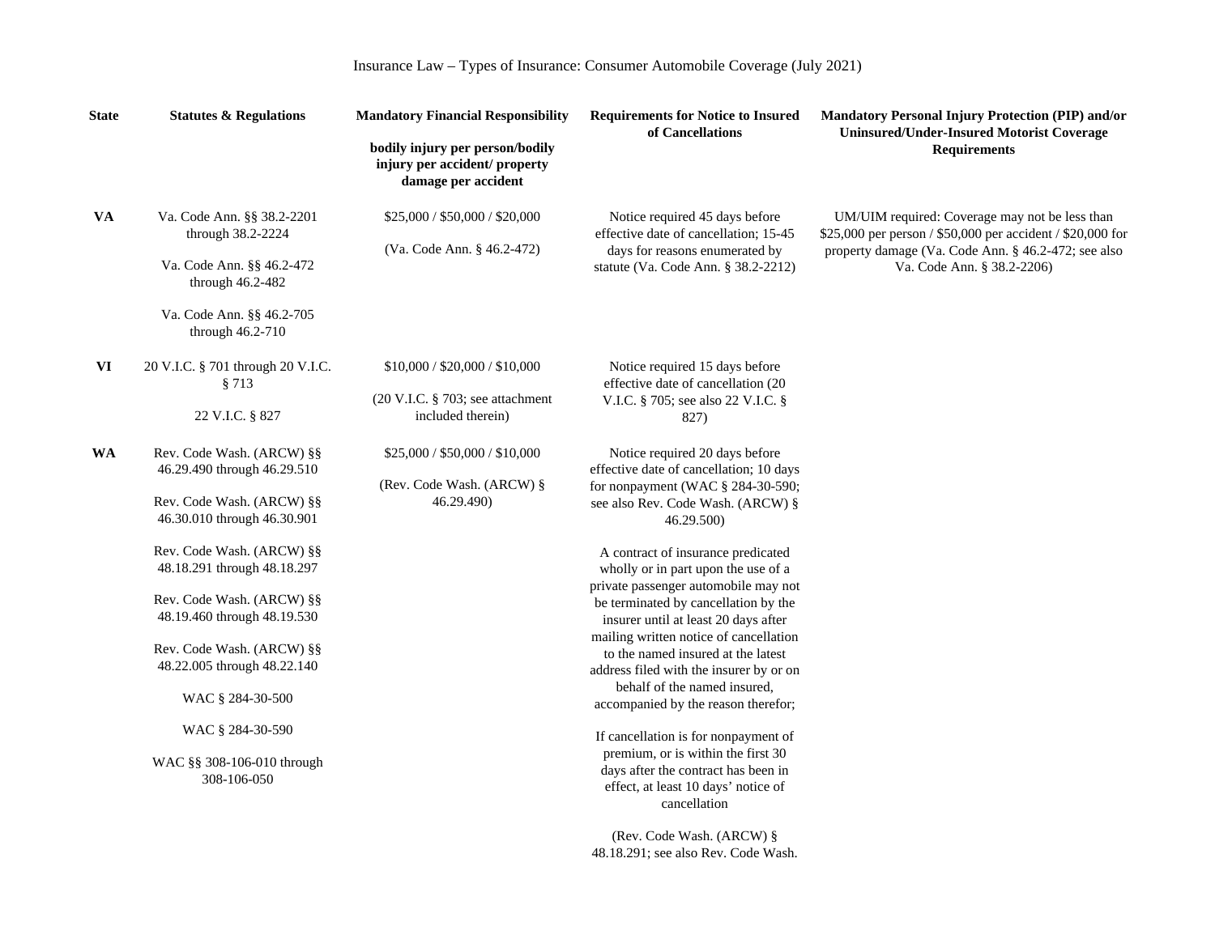Insurance Law – Types of Insurance: Consumer Automobile Coverage (July 2021)

| State | Statutes & Regulations | Mandatory Financial Responsibility<br><br>bodily injury per person/bodily injury per accident/ property damage per accident | Requirements for Notice to Insured of Cancellations | Mandatory Personal Injury Protection (PIP) and/or Uninsured/Under-Insured Motorist Coverage Requirements |
|---|---|---|---|---|
| VA | Va. Code Ann. §§ 38.2-2201 through 38.2-2224<br><br>Va. Code Ann. §§ 46.2-472 through 46.2-482<br><br>Va. Code Ann. §§ 46.2-705 through 46.2-710 | $25,000 / $50,000 / $20,000<br><br>(Va. Code Ann. § 46.2-472) | Notice required 45 days before effective date of cancellation; 15-45 days for reasons enumerated by statute (Va. Code Ann. § 38.2-2212) | UM/UIM required: Coverage may not be less than $25,000 per person / $50,000 per accident / $20,000 for property damage (Va. Code Ann. § 46.2-472; see also Va. Code Ann. § 38.2-2206) |
| VI | 20 V.I.C. § 701 through 20 V.I.C. § 713<br><br>22 V.I.C. § 827 | $10,000 / $20,000 / $10,000<br><br>(20 V.I.C. § 703; see attachment included therein) | Notice required 15 days before effective date of cancellation (20 V.I.C. § 705; see also 22 V.I.C. § 827) | |
| WA | Rev. Code Wash. (ARCW) §§ 46.29.490 through 46.29.510<br><br>Rev. Code Wash. (ARCW) §§ 46.30.010 through 46.30.901<br><br>Rev. Code Wash. (ARCW) §§ 48.18.291 through 48.18.297<br><br>Rev. Code Wash. (ARCW) §§ 48.19.460 through 48.19.530<br><br>Rev. Code Wash. (ARCW) §§ 48.22.005 through 48.22.140<br><br>WAC § 284-30-500<br><br>WAC § 284-30-590<br><br>WAC §§ 308-106-010 through 308-106-050 | $25,000 / $50,000 / $10,000<br><br>(Rev. Code Wash. (ARCW) § 46.29.490) | Notice required 20 days before effective date of cancellation; 10 days for nonpayment (WAC § 284-30-590; see also Rev. Code Wash. (ARCW) § 46.29.500)<br><br>A contract of insurance predicated wholly or in part upon the use of a private passenger automobile may not be terminated by cancellation by the insurer until at least 20 days after mailing written notice of cancellation to the named insured at the latest address filed with the insurer by or on behalf of the named insured, accompanied by the reason therefor;<br><br>If cancellation is for nonpayment of premium, or is within the first 30 days after the contract has been in effect, at least 10 days' notice of cancellation<br><br>(Rev. Code Wash. (ARCW) § 48.18.291; see also Rev. Code Wash. | |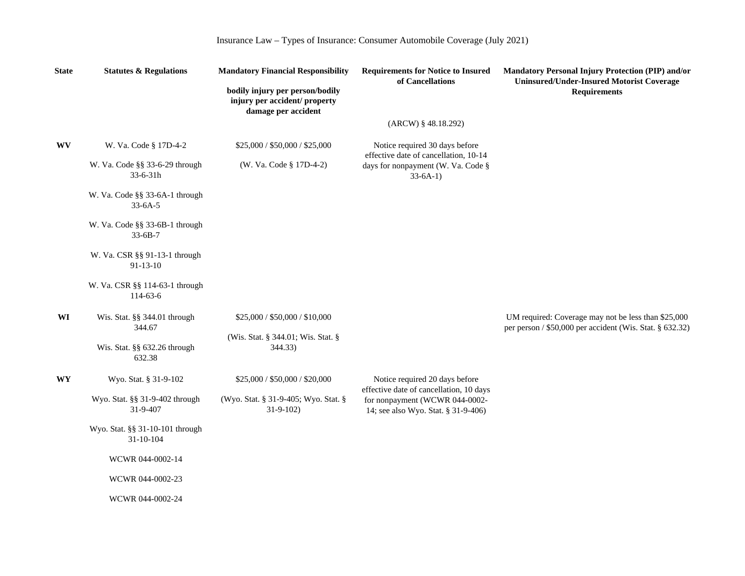Insurance Law – Types of Insurance: Consumer Automobile Coverage (July 2021)

| State | Statutes & Regulations | Mandatory Financial Responsibility<br><br>bodily injury per person/bodily injury per accident/ property damage per accident | Requirements for Notice to Insured of Cancellations | Mandatory Personal Injury Protection (PIP) and/or Uninsured/Under-Insured Motorist Coverage Requirements |
|---|---|---|---|---|
| | | | (ARCW) § 48.18.292) | |
| **WV** | W. Va. Code § 17D-4-2<br><br>W. Va. Code §§ 33-6-29 through 33-6-31h<br><br>W. Va. Code §§ 33-6A-1 through 33-6A-5<br><br>W. Va. Code §§ 33-6B-1 through 33-6B-7<br><br>W. Va. CSR §§ 91-13-1 through 91-13-10<br><br>W. Va. CSR §§ 114-63-1 through 114-63-6 | $25,000 / $50,000 / $25,000<br><br>(W. Va. Code § 17D-4-2) | Notice required 30 days before effective date of cancellation, 10-14 days for nonpayment (W. Va. Code § 33-6A-1) | |
| **WI** | Wis. Stat. §§ 344.01 through 344.67<br><br>Wis. Stat. §§ 632.26 through 632.38 | $25,000 / $50,000 / $10,000<br><br>(Wis. Stat. § 344.01; Wis. Stat. § 344.33) | | UM required: Coverage may not be less than $25,000 per person / $50,000 per accident (Wis. Stat. § 632.32) |
| **WY** | Wyo. Stat. § 31-9-102<br><br>Wyo. Stat. §§ 31-9-402 through 31-9-407<br><br>Wyo. Stat. §§ 31-10-101 through 31-10-104<br><br>WCWR 044-0002-14<br><br>WCWR 044-0002-23<br><br>WCWR 044-0002-24 | $25,000 / $50,000 / $20,000<br><br>(Wyo. Stat. § 31-9-405; Wyo. Stat. § 31-9-102) | Notice required 20 days before effective date of cancellation, 10 days for nonpayment (WCWR 044-0002-14; see also Wyo. Stat. § 31-9-406) | |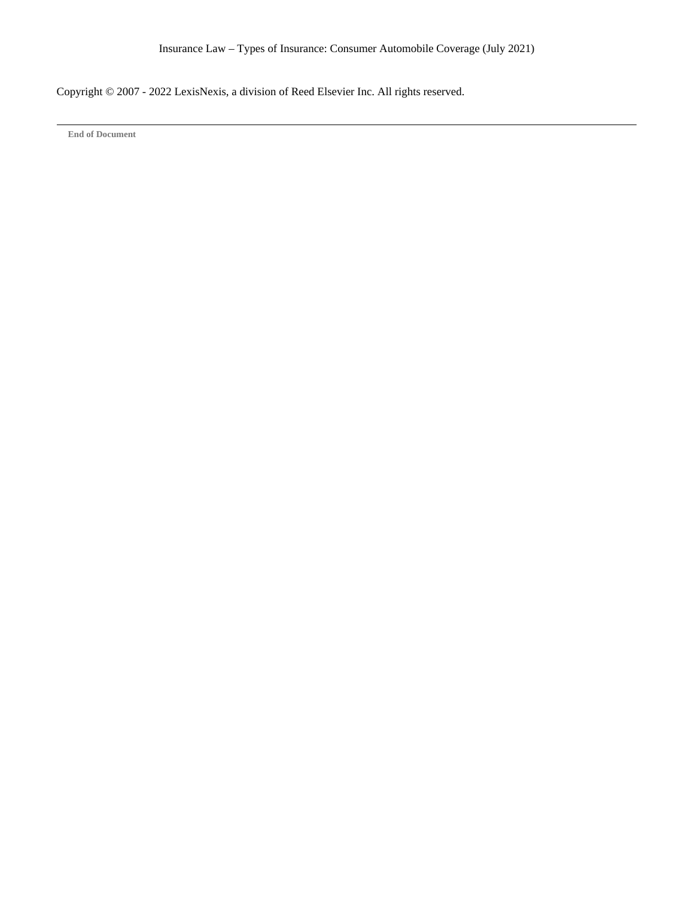Insurance Law – Types of Insurance: Consumer Automobile Coverage (July 2021)

Copyright © 2007 - 2022 LexisNexis, a division of Reed Elsevier Inc. All rights reserved.

---

**End of Document**